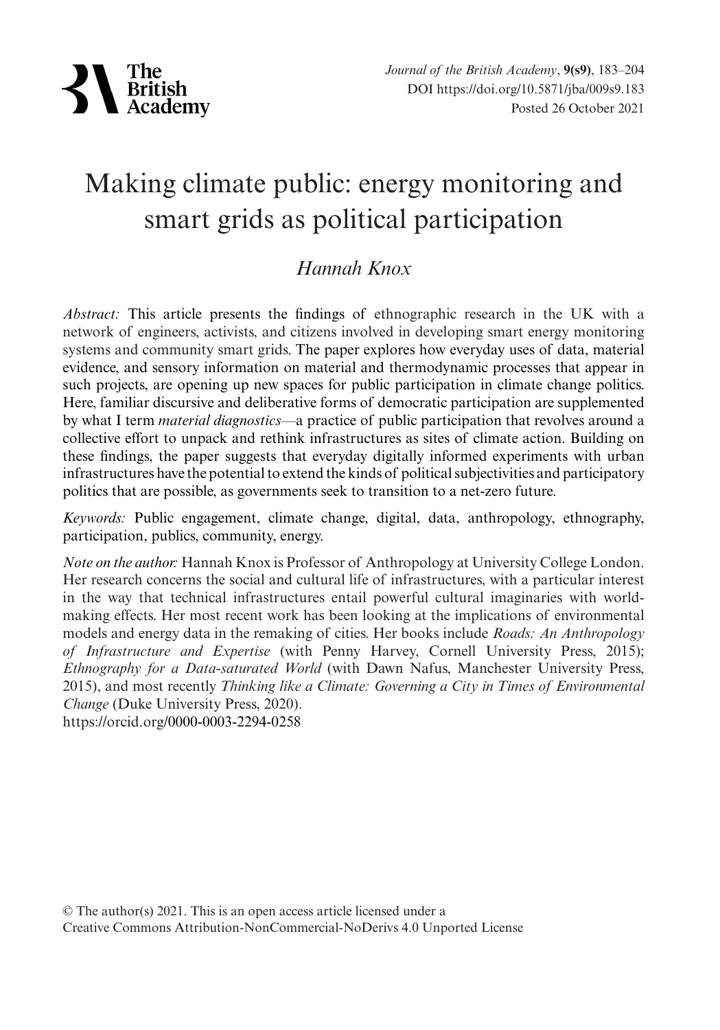*Journal of the British Academy*, **9(s9)**, 183–204
DOI https://doi.org/10.5871/jba/009s9.183
Posted 26 October 2021

# Making climate public: energy monitoring and smart grids as political participation

*Hannah Knox*

*Abstract:* This article presents the findings of ethnographic research in the UK with a network of engineers, activists, and citizens involved in developing smart energy monitoring systems and community smart grids. The paper explores how everyday uses of data, material evidence, and sensory information on material and thermodynamic processes that appear in such projects, are opening up new spaces for public participation in climate change politics. Here, familiar discursive and deliberative forms of democratic participation are supplemented by what I term *material diagnostics*—a practice of public participation that revolves around a collective effort to unpack and rethink infrastructures as sites of climate action. Building on these findings, the paper suggests that everyday digitally informed experiments with urban infrastructures have the potential to extend the kinds of political subjectivities and participatory politics that are possible, as governments seek to transition to a net-zero future.

*Keywords:* Public engagement, climate change, digital, data, anthropology, ethnography, participation, publics, community, energy.

*Note on the author:* Hannah Knox is Professor of Anthropology at University College London. Her research concerns the social and cultural life of infrastructures, with a particular interest in the way that technical infrastructures entail powerful cultural imaginaries with world-making effects. Her most recent work has been looking at the implications of environmental models and energy data in the remaking of cities. Her books include *Roads: An Anthropology of Infrastructure and Expertise* (with Penny Harvey, Cornell University Press, 2015); *Ethnography for a Data-saturated World* (with Dawn Nafus, Manchester University Press, 2015), and most recently *Thinking like a Climate: Governing a City in Times of Environmental Change* (Duke University Press, 2020).
https://orcid.org/0000-0003-2294-0258

© The author(s) 2021. This is an open access article licensed under a
Creative Commons Attribution-NonCommercial-NoDerivs 4.0 Unported License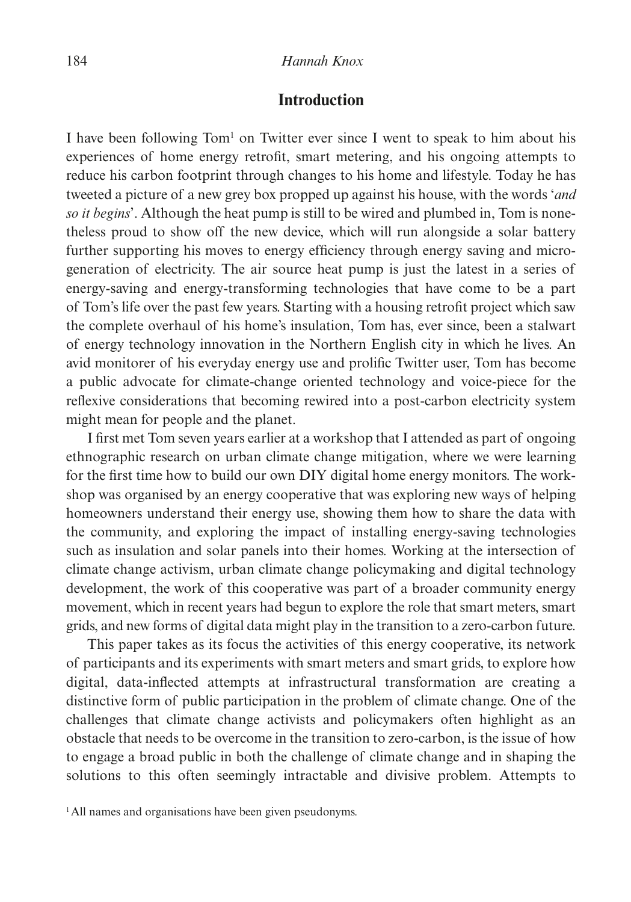## Introduction

I have been following Tom[1] on Twitter ever since I went to speak to him about his experiences of home energy retrofit, smart metering, and his ongoing attempts to reduce his carbon footprint through changes to his home and lifestyle. Today he has tweeted a picture of a new grey box propped up against his house, with the words '*and so it begins*'. Although the heat pump is still to be wired and plumbed in, Tom is nonetheless proud to show off the new device, which will run alongside a solar battery further supporting his moves to energy efficiency through energy saving and microgeneration of electricity. The air source heat pump is just the latest in a series of energy-saving and energy-transforming technologies that have come to be a part of Tom's life over the past few years. Starting with a housing retrofit project which saw the complete overhaul of his home's insulation, Tom has, ever since, been a stalwart of energy technology innovation in the Northern English city in which he lives. An avid monitorer of his everyday energy use and prolific Twitter user, Tom has become a public advocate for climate-change oriented technology and voice-piece for the reflexive considerations that becoming rewired into a post-carbon electricity system might mean for people and the planet.

I first met Tom seven years earlier at a workshop that I attended as part of ongoing ethnographic research on urban climate change mitigation, where we were learning for the first time how to build our own DIY digital home energy monitors. The workshop was organised by an energy cooperative that was exploring new ways of helping homeowners understand their energy use, showing them how to share the data with the community, and exploring the impact of installing energy-saving technologies such as insulation and solar panels into their homes. Working at the intersection of climate change activism, urban climate change policymaking and digital technology development, the work of this cooperative was part of a broader community energy movement, which in recent years had begun to explore the role that smart meters, smart grids, and new forms of digital data might play in the transition to a zero-carbon future.

This paper takes as its focus the activities of this energy cooperative, its network of participants and its experiments with smart meters and smart grids, to explore how digital, data-inflected attempts at infrastructural transformation are creating a distinctive form of public participation in the problem of climate change. One of the challenges that climate change activists and policymakers often highlight as an obstacle that needs to be overcome in the transition to zero-carbon, is the issue of how to engage a broad public in both the challenge of climate change and in shaping the solutions to this often seemingly intractable and divisive problem. Attempts to

[1] All names and organisations have been given pseudonyms.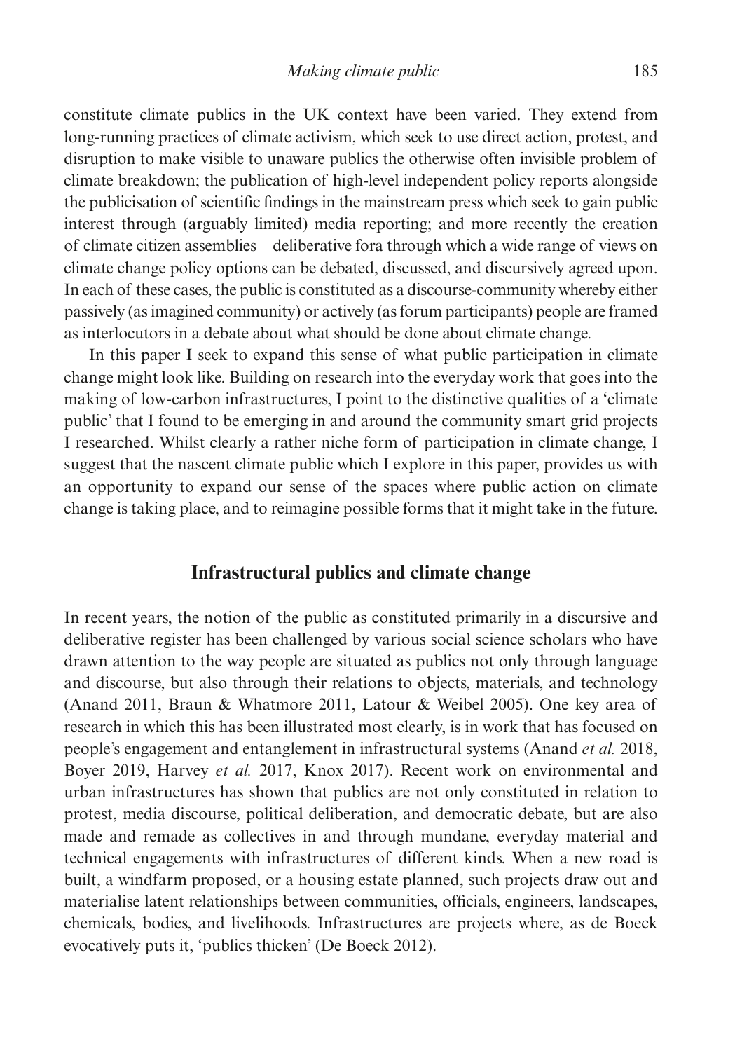constitute climate publics in the UK context have been varied. They extend from long-running practices of climate activism, which seek to use direct action, protest, and disruption to make visible to unaware publics the otherwise often invisible problem of climate breakdown; the publication of high-level independent policy reports alongside the publicisation of scientific findings in the mainstream press which seek to gain public interest through (arguably limited) media reporting; and more recently the creation of climate citizen assemblies—deliberative fora through which a wide range of views on climate change policy options can be debated, discussed, and discursively agreed upon. In each of these cases, the public is constituted as a discourse-community whereby either passively (as imagined community) or actively (as forum participants) people are framed as interlocutors in a debate about what should be done about climate change.

In this paper I seek to expand this sense of what public participation in climate change might look like. Building on research into the everyday work that goes into the making of low-carbon infrastructures, I point to the distinctive qualities of a 'climate public' that I found to be emerging in and around the community smart grid projects I researched. Whilst clearly a rather niche form of participation in climate change, I suggest that the nascent climate public which I explore in this paper, provides us with an opportunity to expand our sense of the spaces where public action on climate change is taking place, and to reimagine possible forms that it might take in the future.

## Infrastructural publics and climate change

In recent years, the notion of the public as constituted primarily in a discursive and deliberative register has been challenged by various social science scholars who have drawn attention to the way people are situated as publics not only through language and discourse, but also through their relations to objects, materials, and technology (Anand 2011, Braun & Whatmore 2011, Latour & Weibel 2005). One key area of research in which this has been illustrated most clearly, is in work that has focused on people's engagement and entanglement in infrastructural systems (Anand *et al.* 2018, Boyer 2019, Harvey *et al.* 2017, Knox 2017). Recent work on environmental and urban infrastructures has shown that publics are not only constituted in relation to protest, media discourse, political deliberation, and democratic debate, but are also made and remade as collectives in and through mundane, everyday material and technical engagements with infrastructures of different kinds. When a new road is built, a windfarm proposed, or a housing estate planned, such projects draw out and materialise latent relationships between communities, officials, engineers, landscapes, chemicals, bodies, and livelihoods. Infrastructures are projects where, as de Boeck evocatively puts it, 'publics thicken' (De Boeck 2012).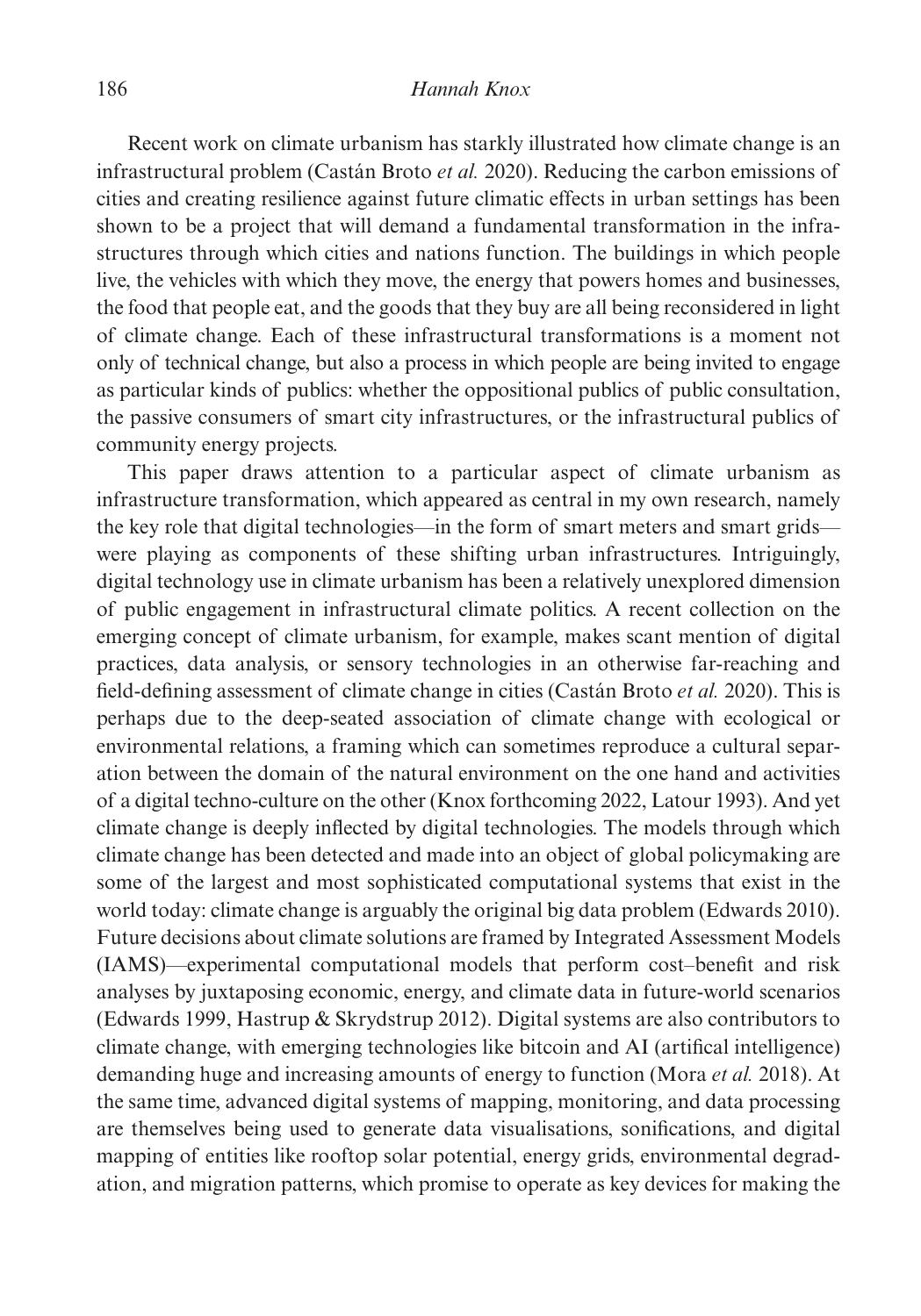Recent work on climate urbanism has starkly illustrated how climate change is an infrastructural problem (Castán Broto *et al.* 2020). Reducing the carbon emissions of cities and creating resilience against future climatic effects in urban settings has been shown to be a project that will demand a fundamental transformation in the infrastructures through which cities and nations function. The buildings in which people live, the vehicles with which they move, the energy that powers homes and businesses, the food that people eat, and the goods that they buy are all being reconsidered in light of climate change. Each of these infrastructural transformations is a moment not only of technical change, but also a process in which people are being invited to engage as particular kinds of publics: whether the oppositional publics of public consultation, the passive consumers of smart city infrastructures, or the infrastructural publics of community energy projects.

This paper draws attention to a particular aspect of climate urbanism as infrastructure transformation, which appeared as central in my own research, namely the key role that digital technologies—in the form of smart meters and smart grids—were playing as components of these shifting urban infrastructures. Intriguingly, digital technology use in climate urbanism has been a relatively unexplored dimension of public engagement in infrastructural climate politics. A recent collection on the emerging concept of climate urbanism, for example, makes scant mention of digital practices, data analysis, or sensory technologies in an otherwise far-reaching and field-defining assessment of climate change in cities (Castán Broto *et al.* 2020). This is perhaps due to the deep-seated association of climate change with ecological or environmental relations, a framing which can sometimes reproduce a cultural separation between the domain of the natural environment on the one hand and activities of a digital techno-culture on the other (Knox forthcoming 2022, Latour 1993). And yet climate change is deeply inflected by digital technologies. The models through which climate change has been detected and made into an object of global policymaking are some of the largest and most sophisticated computational systems that exist in the world today: climate change is arguably the original big data problem (Edwards 2010). Future decisions about climate solutions are framed by Integrated Assessment Models (IAMS)—experimental computational models that perform cost–benefit and risk analyses by juxtaposing economic, energy, and climate data in future-world scenarios (Edwards 1999, Hastrup & Skrydstrup 2012). Digital systems are also contributors to climate change, with emerging technologies like bitcoin and AI (artifical intelligence) demanding huge and increasing amounts of energy to function (Mora *et al.* 2018). At the same time, advanced digital systems of mapping, monitoring, and data processing are themselves being used to generate data visualisations, sonifications, and digital mapping of entities like rooftop solar potential, energy grids, environmental degradation, and migration patterns, which promise to operate as key devices for making the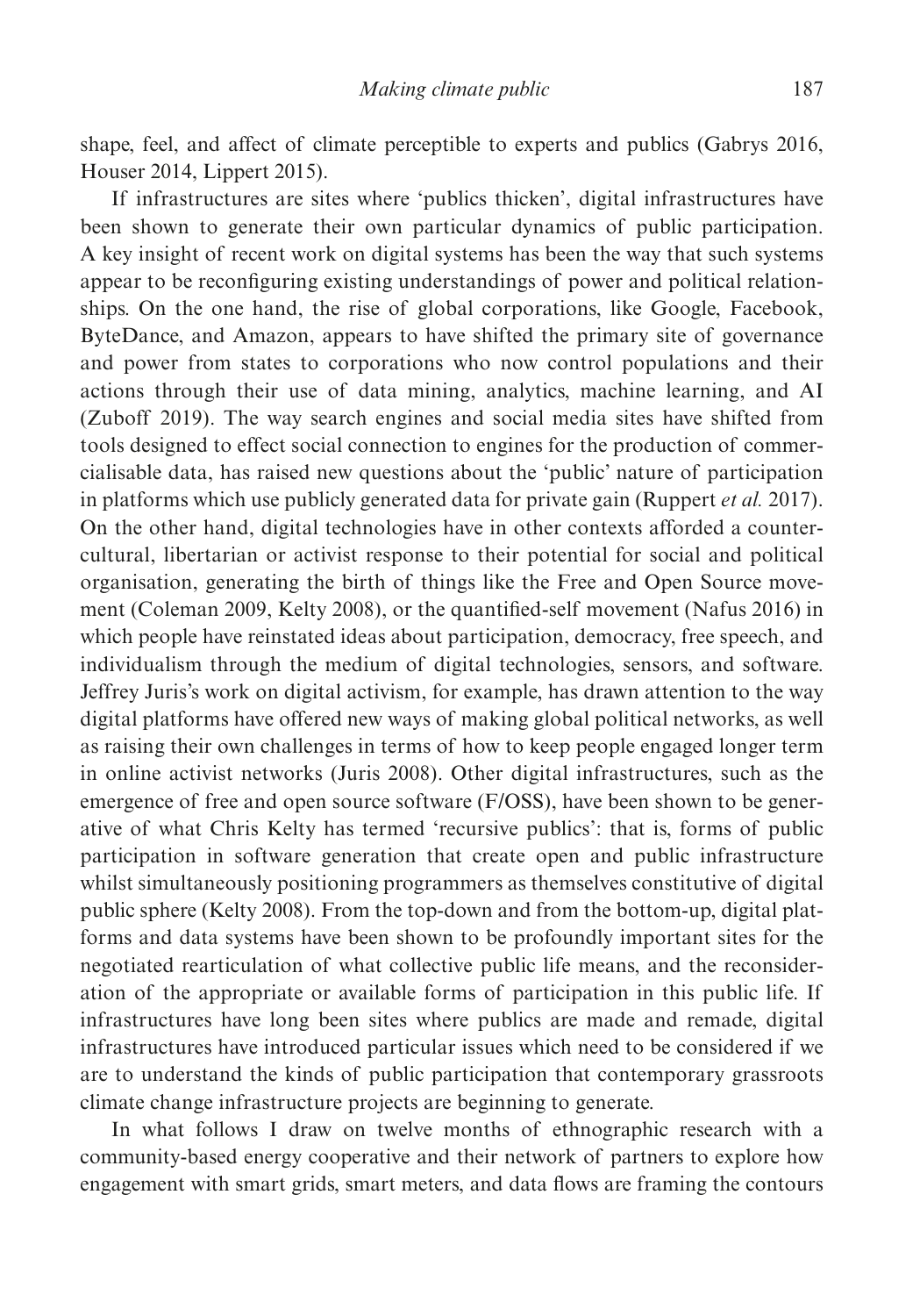shape, feel, and affect of climate perceptible to experts and publics (Gabrys 2016, Houser 2014, Lippert 2015).

If infrastructures are sites where 'publics thicken', digital infrastructures have been shown to generate their own particular dynamics of public participation. A key insight of recent work on digital systems has been the way that such systems appear to be reconfiguring existing understandings of power and political relationships. On the one hand, the rise of global corporations, like Google, Facebook, ByteDance, and Amazon, appears to have shifted the primary site of governance and power from states to corporations who now control populations and their actions through their use of data mining, analytics, machine learning, and AI (Zuboff 2019). The way search engines and social media sites have shifted from tools designed to effect social connection to engines for the production of commercialisable data, has raised new questions about the 'public' nature of participation in platforms which use publicly generated data for private gain (Ruppert *et al.* 2017). On the other hand, digital technologies have in other contexts afforded a countercultural, libertarian or activist response to their potential for social and political organisation, generating the birth of things like the Free and Open Source movement (Coleman 2009, Kelty 2008), or the quantified-self movement (Nafus 2016) in which people have reinstated ideas about participation, democracy, free speech, and individualism through the medium of digital technologies, sensors, and software. Jeffrey Juris's work on digital activism, for example, has drawn attention to the way digital platforms have offered new ways of making global political networks, as well as raising their own challenges in terms of how to keep people engaged longer term in online activist networks (Juris 2008). Other digital infrastructures, such as the emergence of free and open source software (F/OSS), have been shown to be generative of what Chris Kelty has termed 'recursive publics': that is, forms of public participation in software generation that create open and public infrastructure whilst simultaneously positioning programmers as themselves constitutive of digital public sphere (Kelty 2008). From the top-down and from the bottom-up, digital platforms and data systems have been shown to be profoundly important sites for the negotiated rearticulation of what collective public life means, and the reconsideration of the appropriate or available forms of participation in this public life. If infrastructures have long been sites where publics are made and remade, digital infrastructures have introduced particular issues which need to be considered if we are to understand the kinds of public participation that contemporary grassroots climate change infrastructure projects are beginning to generate.

In what follows I draw on twelve months of ethnographic research with a community-based energy cooperative and their network of partners to explore how engagement with smart grids, smart meters, and data flows are framing the contours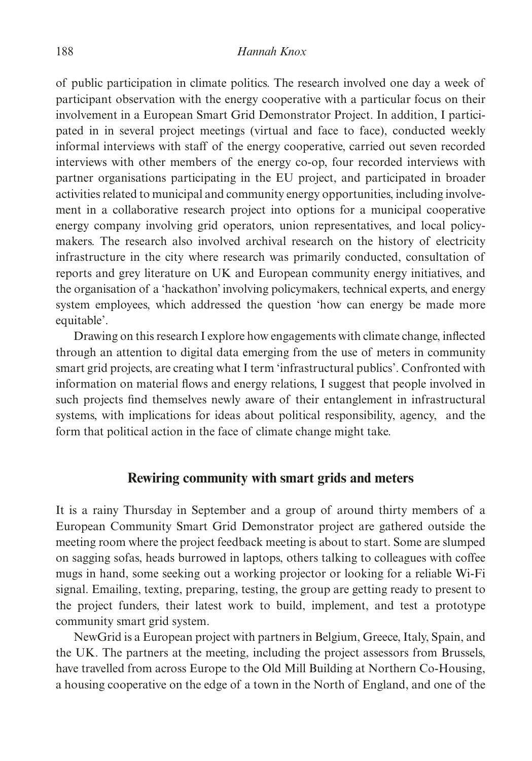of public participation in climate politics. The research involved one day a week of participant observation with the energy cooperative with a particular focus on their involvement in a European Smart Grid Demonstrator Project. In addition, I participated in in several project meetings (virtual and face to face), conducted weekly informal interviews with staff of the energy cooperative, carried out seven recorded interviews with other members of the energy co-op, four recorded interviews with partner organisations participating in the EU project, and participated in broader activities related to municipal and community energy opportunities, including involvement in a collaborative research project into options for a municipal cooperative energy company involving grid operators, union representatives, and local policymakers. The research also involved archival research on the history of electricity infrastructure in the city where research was primarily conducted, consultation of reports and grey literature on UK and European community energy initiatives, and the organisation of a 'hackathon' involving policymakers, technical experts, and energy system employees, which addressed the question 'how can energy be made more equitable'.

Drawing on this research I explore how engagements with climate change, inflected through an attention to digital data emerging from the use of meters in community smart grid projects, are creating what I term 'infrastructural publics'. Confronted with information on material flows and energy relations, I suggest that people involved in such projects find themselves newly aware of their entanglement in infrastructural systems, with implications for ideas about political responsibility, agency, and the form that political action in the face of climate change might take.

## Rewiring community with smart grids and meters

It is a rainy Thursday in September and a group of around thirty members of a European Community Smart Grid Demonstrator project are gathered outside the meeting room where the project feedback meeting is about to start. Some are slumped on sagging sofas, heads burrowed in laptops, others talking to colleagues with coffee mugs in hand, some seeking out a working projector or looking for a reliable Wi-Fi signal. Emailing, texting, preparing, testing, the group are getting ready to present to the project funders, their latest work to build, implement, and test a prototype community smart grid system.

NewGrid is a European project with partners in Belgium, Greece, Italy, Spain, and the UK. The partners at the meeting, including the project assessors from Brussels, have travelled from across Europe to the Old Mill Building at Northern Co-Housing, a housing cooperative on the edge of a town in the North of England, and one of the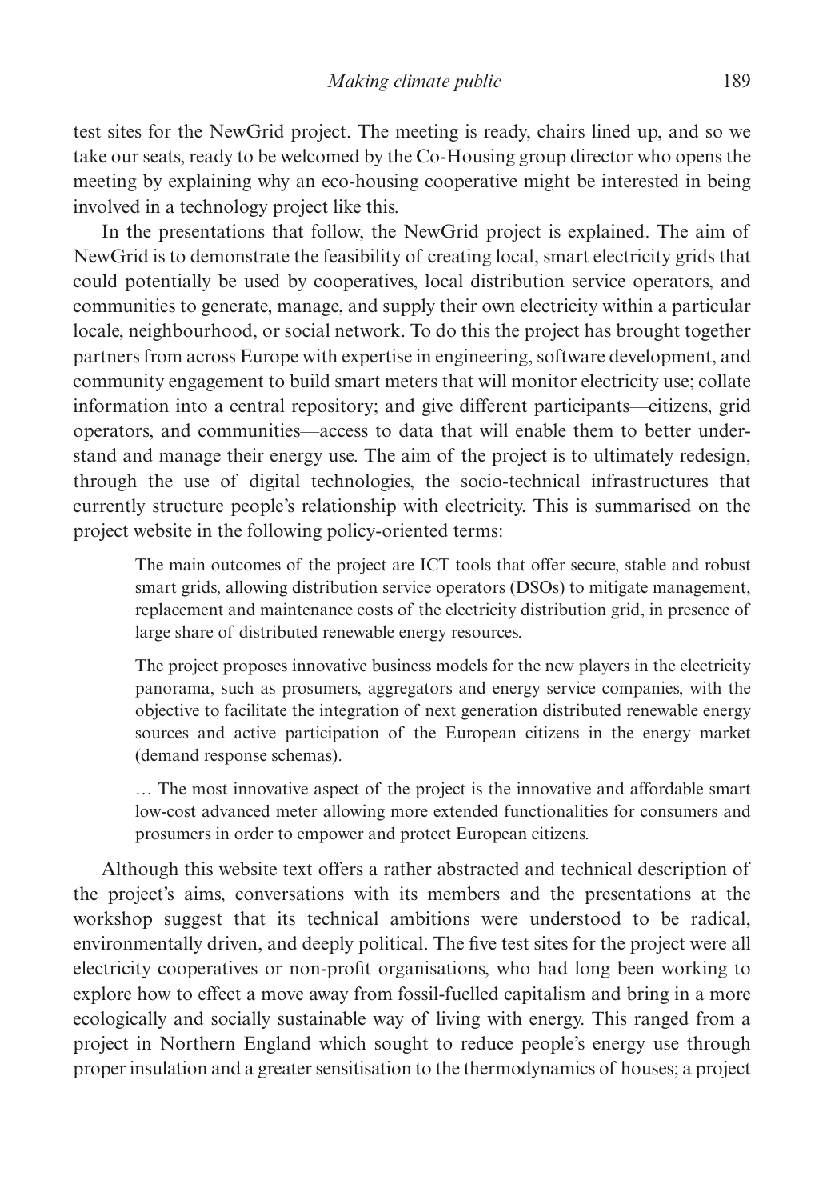test sites for the NewGrid project. The meeting is ready, chairs lined up, and so we take our seats, ready to be welcomed by the Co-Housing group director who opens the meeting by explaining why an eco-housing cooperative might be interested in being involved in a technology project like this.

In the presentations that follow, the NewGrid project is explained. The aim of NewGrid is to demonstrate the feasibility of creating local, smart electricity grids that could potentially be used by cooperatives, local distribution service operators, and communities to generate, manage, and supply their own electricity within a particular locale, neighbourhood, or social network. To do this the project has brought together partners from across Europe with expertise in engineering, software development, and community engagement to build smart meters that will monitor electricity use; collate information into a central repository; and give different participants—citizens, grid operators, and communities—access to data that will enable them to better understand and manage their energy use. The aim of the project is to ultimately redesign, through the use of digital technologies, the socio-technical infrastructures that currently structure people's relationship with electricity. This is summarised on the project website in the following policy-oriented terms:

> The main outcomes of the project are ICT tools that offer secure, stable and robust smart grids, allowing distribution service operators (DSOs) to mitigate management, replacement and maintenance costs of the electricity distribution grid, in presence of large share of distributed renewable energy resources.
>
> The project proposes innovative business models for the new players in the electricity panorama, such as prosumers, aggregators and energy service companies, with the objective to facilitate the integration of next generation distributed renewable energy sources and active participation of the European citizens in the energy market (demand response schemas).
>
> … The most innovative aspect of the project is the innovative and affordable smart low-cost advanced meter allowing more extended functionalities for consumers and prosumers in order to empower and protect European citizens.

Although this website text offers a rather abstracted and technical description of the project's aims, conversations with its members and the presentations at the workshop suggest that its technical ambitions were understood to be radical, environmentally driven, and deeply political. The five test sites for the project were all electricity cooperatives or non-profit organisations, who had long been working to explore how to effect a move away from fossil-fuelled capitalism and bring in a more ecologically and socially sustainable way of living with energy. This ranged from a project in Northern England which sought to reduce people's energy use through proper insulation and a greater sensitisation to the thermodynamics of houses; a project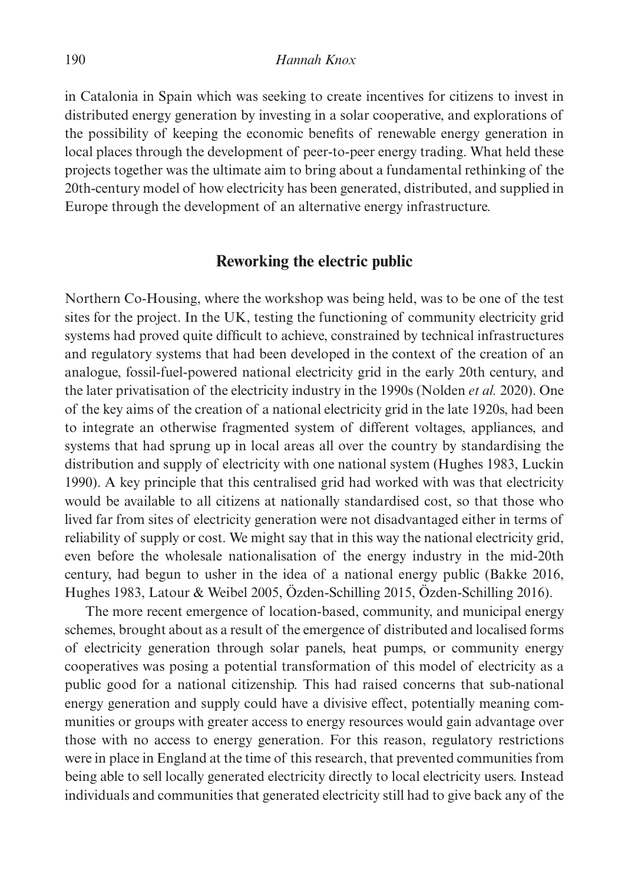in Catalonia in Spain which was seeking to create incentives for citizens to invest in distributed energy generation by investing in a solar cooperative, and explorations of the possibility of keeping the economic benefits of renewable energy generation in local places through the development of peer-to-peer energy trading. What held these projects together was the ultimate aim to bring about a fundamental rethinking of the 20th-century model of how electricity has been generated, distributed, and supplied in Europe through the development of an alternative energy infrastructure.

## Reworking the electric public

Northern Co-Housing, where the workshop was being held, was to be one of the test sites for the project. In the UK, testing the functioning of community electricity grid systems had proved quite difficult to achieve, constrained by technical infrastructures and regulatory systems that had been developed in the context of the creation of an analogue, fossil-fuel-powered national electricity grid in the early 20th century, and the later privatisation of the electricity industry in the 1990s (Nolden *et al.* 2020). One of the key aims of the creation of a national electricity grid in the late 1920s, had been to integrate an otherwise fragmented system of different voltages, appliances, and systems that had sprung up in local areas all over the country by standardising the distribution and supply of electricity with one national system (Hughes 1983, Luckin 1990). A key principle that this centralised grid had worked with was that electricity would be available to all citizens at nationally standardised cost, so that those who lived far from sites of electricity generation were not disadvantaged either in terms of reliability of supply or cost. We might say that in this way the national electricity grid, even before the wholesale nationalisation of the energy industry in the mid-20th century, had begun to usher in the idea of a national energy public (Bakke 2016, Hughes 1983, Latour & Weibel 2005, Özden-Schilling 2015, Özden-Schilling 2016).

The more recent emergence of location-based, community, and municipal energy schemes, brought about as a result of the emergence of distributed and localised forms of electricity generation through solar panels, heat pumps, or community energy cooperatives was posing a potential transformation of this model of electricity as a public good for a national citizenship. This had raised concerns that sub-national energy generation and supply could have a divisive effect, potentially meaning communities or groups with greater access to energy resources would gain advantage over those with no access to energy generation. For this reason, regulatory restrictions were in place in England at the time of this research, that prevented communities from being able to sell locally generated electricity directly to local electricity users. Instead individuals and communities that generated electricity still had to give back any of the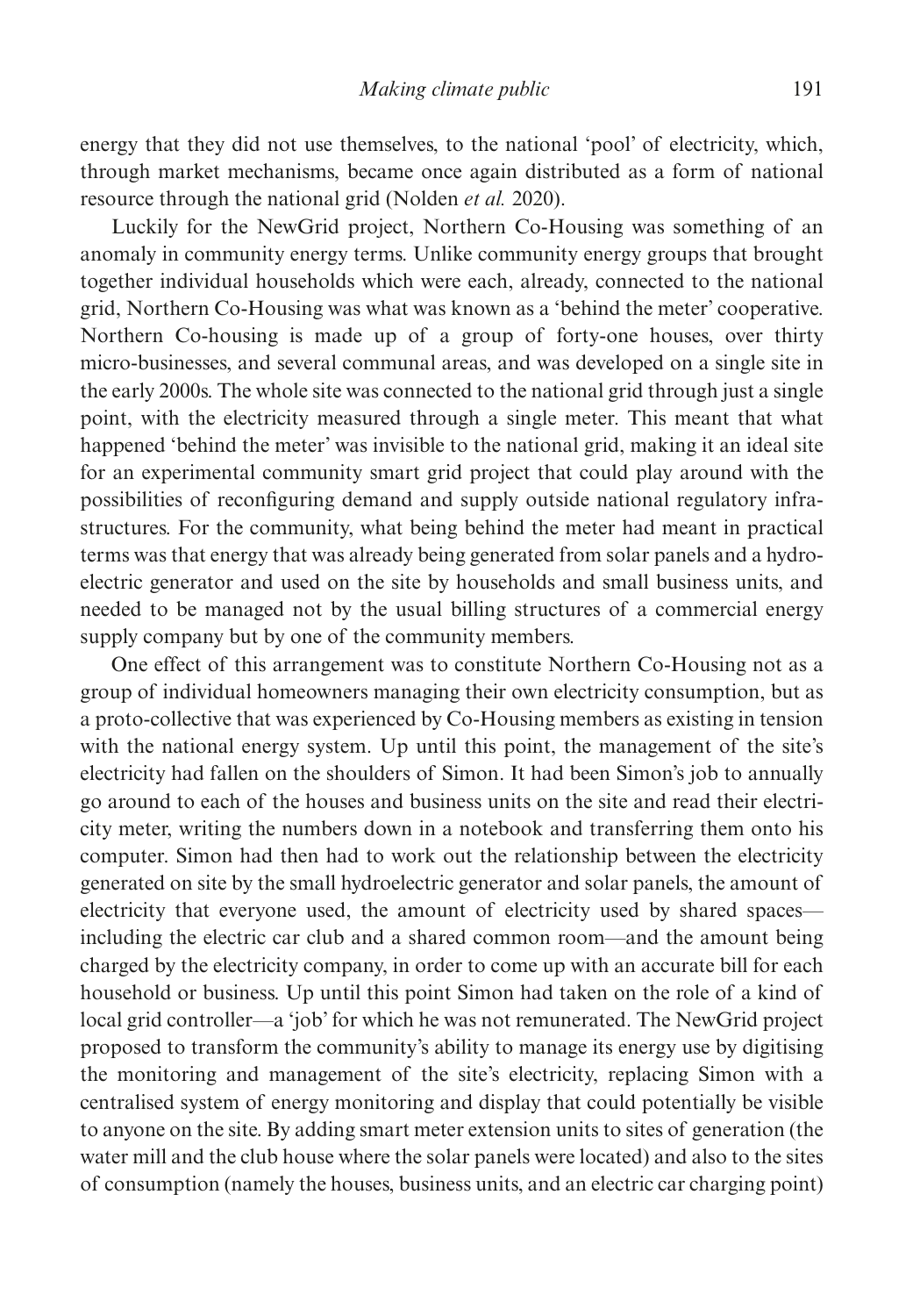energy that they did not use themselves, to the national 'pool' of electricity, which, through market mechanisms, became once again distributed as a form of national resource through the national grid (Nolden *et al.* 2020).

Luckily for the NewGrid project, Northern Co-Housing was something of an anomaly in community energy terms. Unlike community energy groups that brought together individual households which were each, already, connected to the national grid, Northern Co-Housing was what was known as a 'behind the meter' cooperative. Northern Co-housing is made up of a group of forty-one houses, over thirty micro-businesses, and several communal areas, and was developed on a single site in the early 2000s. The whole site was connected to the national grid through just a single point, with the electricity measured through a single meter. This meant that what happened 'behind the meter' was invisible to the national grid, making it an ideal site for an experimental community smart grid project that could play around with the possibilities of reconfiguring demand and supply outside national regulatory infrastructures. For the community, what being behind the meter had meant in practical terms was that energy that was already being generated from solar panels and a hydroelectric generator and used on the site by households and small business units, and needed to be managed not by the usual billing structures of a commercial energy supply company but by one of the community members.

One effect of this arrangement was to constitute Northern Co-Housing not as a group of individual homeowners managing their own electricity consumption, but as a proto-collective that was experienced by Co-Housing members as existing in tension with the national energy system. Up until this point, the management of the site's electricity had fallen on the shoulders of Simon. It had been Simon's job to annually go around to each of the houses and business units on the site and read their electricity meter, writing the numbers down in a notebook and transferring them onto his computer. Simon had then had to work out the relationship between the electricity generated on site by the small hydroelectric generator and solar panels, the amount of electricity that everyone used, the amount of electricity used by shared spaces—including the electric car club and a shared common room—and the amount being charged by the electricity company, in order to come up with an accurate bill for each household or business. Up until this point Simon had taken on the role of a kind of local grid controller—a 'job' for which he was not remunerated. The NewGrid project proposed to transform the community's ability to manage its energy use by digitising the monitoring and management of the site's electricity, replacing Simon with a centralised system of energy monitoring and display that could potentially be visible to anyone on the site. By adding smart meter extension units to sites of generation (the water mill and the club house where the solar panels were located) and also to the sites of consumption (namely the houses, business units, and an electric car charging point)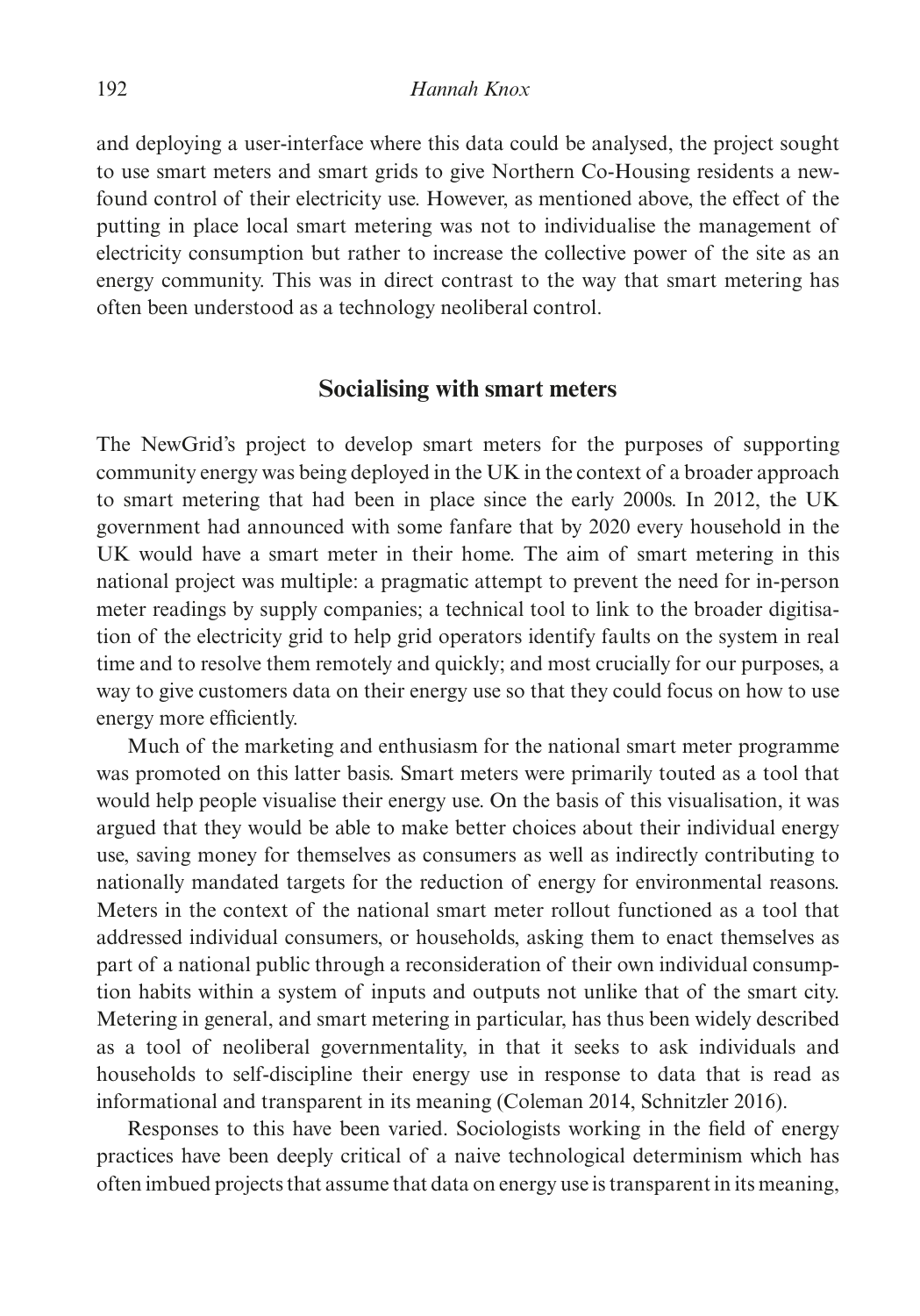and deploying a user-interface where this data could be analysed, the project sought to use smart meters and smart grids to give Northern Co-Housing residents a new-found control of their electricity use. However, as mentioned above, the effect of the putting in place local smart metering was not to individualise the management of electricity consumption but rather to increase the collective power of the site as an energy community. This was in direct contrast to the way that smart metering has often been understood as a technology neoliberal control.

## Socialising with smart meters

The NewGrid's project to develop smart meters for the purposes of supporting community energy was being deployed in the UK in the context of a broader approach to smart metering that had been in place since the early 2000s. In 2012, the UK government had announced with some fanfare that by 2020 every household in the UK would have a smart meter in their home. The aim of smart metering in this national project was multiple: a pragmatic attempt to prevent the need for in-person meter readings by supply companies; a technical tool to link to the broader digitisation of the electricity grid to help grid operators identify faults on the system in real time and to resolve them remotely and quickly; and most crucially for our purposes, a way to give customers data on their energy use so that they could focus on how to use energy more efficiently.

Much of the marketing and enthusiasm for the national smart meter programme was promoted on this latter basis. Smart meters were primarily touted as a tool that would help people visualise their energy use. On the basis of this visualisation, it was argued that they would be able to make better choices about their individual energy use, saving money for themselves as consumers as well as indirectly contributing to nationally mandated targets for the reduction of energy for environmental reasons. Meters in the context of the national smart meter rollout functioned as a tool that addressed individual consumers, or households, asking them to enact themselves as part of a national public through a reconsideration of their own individual consumption habits within a system of inputs and outputs not unlike that of the smart city. Metering in general, and smart metering in particular, has thus been widely described as a tool of neoliberal governmentality, in that it seeks to ask individuals and households to self-discipline their energy use in response to data that is read as informational and transparent in its meaning (Coleman 2014, Schnitzler 2016).

Responses to this have been varied. Sociologists working in the field of energy practices have been deeply critical of a naive technological determinism which has often imbued projects that assume that data on energy use is transparent in its meaning,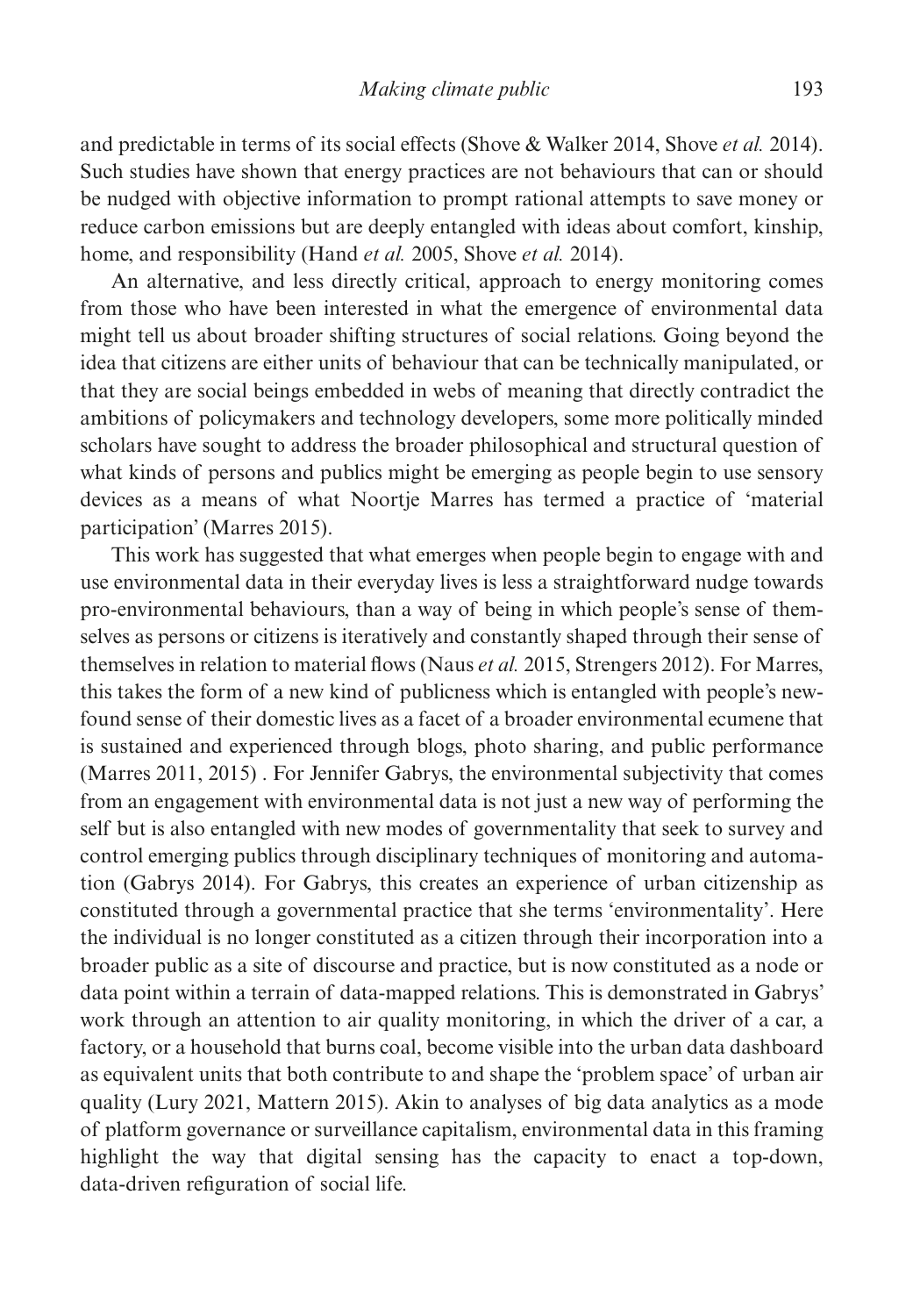and predictable in terms of its social effects (Shove & Walker 2014, Shove *et al.* 2014). Such studies have shown that energy practices are not behaviours that can or should be nudged with objective information to prompt rational attempts to save money or reduce carbon emissions but are deeply entangled with ideas about comfort, kinship, home, and responsibility (Hand *et al.* 2005, Shove *et al.* 2014).

An alternative, and less directly critical, approach to energy monitoring comes from those who have been interested in what the emergence of environmental data might tell us about broader shifting structures of social relations. Going beyond the idea that citizens are either units of behaviour that can be technically manipulated, or that they are social beings embedded in webs of meaning that directly contradict the ambitions of policymakers and technology developers, some more politically minded scholars have sought to address the broader philosophical and structural question of what kinds of persons and publics might be emerging as people begin to use sensory devices as a means of what Noortje Marres has termed a practice of 'material participation' (Marres 2015).

This work has suggested that what emerges when people begin to engage with and use environmental data in their everyday lives is less a straightforward nudge towards pro-environmental behaviours, than a way of being in which people's sense of themselves as persons or citizens is iteratively and constantly shaped through their sense of themselves in relation to material flows (Naus *et al.* 2015, Strengers 2012). For Marres, this takes the form of a new kind of publicness which is entangled with people's new-found sense of their domestic lives as a facet of a broader environmental ecumene that is sustained and experienced through blogs, photo sharing, and public performance (Marres 2011, 2015) . For Jennifer Gabrys, the environmental subjectivity that comes from an engagement with environmental data is not just a new way of performing the self but is also entangled with new modes of governmentality that seek to survey and control emerging publics through disciplinary techniques of monitoring and automation (Gabrys 2014). For Gabrys, this creates an experience of urban citizenship as constituted through a governmental practice that she terms 'environmentality'. Here the individual is no longer constituted as a citizen through their incorporation into a broader public as a site of discourse and practice, but is now constituted as a node or data point within a terrain of data-mapped relations. This is demonstrated in Gabrys' work through an attention to air quality monitoring, in which the driver of a car, a factory, or a household that burns coal, become visible into the urban data dashboard as equivalent units that both contribute to and shape the 'problem space' of urban air quality (Lury 2021, Mattern 2015). Akin to analyses of big data analytics as a mode of platform governance or surveillance capitalism, environmental data in this framing highlight the way that digital sensing has the capacity to enact a top-down, data-driven refiguration of social life.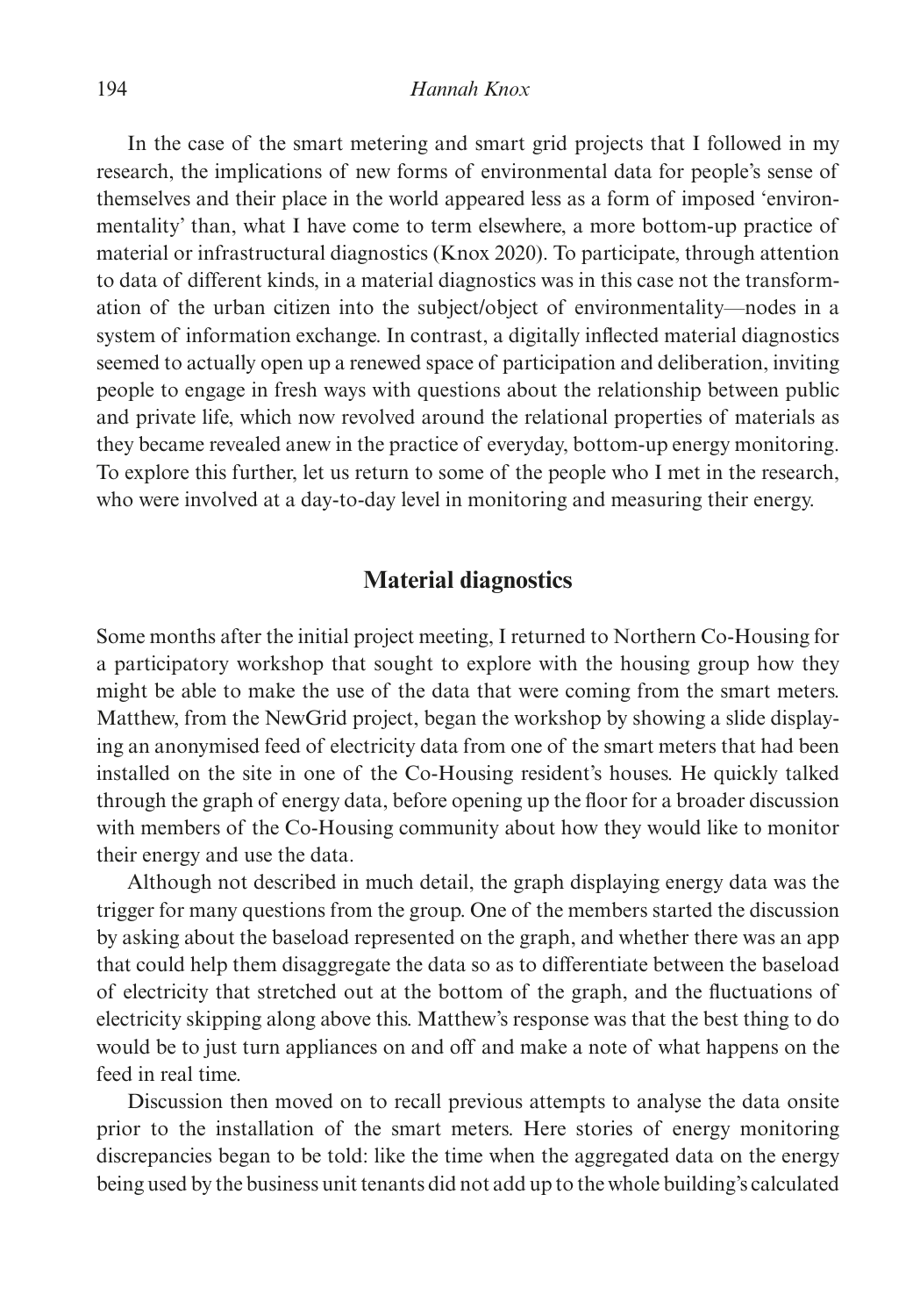In the case of the smart metering and smart grid projects that I followed in my research, the implications of new forms of environmental data for people's sense of themselves and their place in the world appeared less as a form of imposed 'environmentality' than, what I have come to term elsewhere, a more bottom-up practice of material or infrastructural diagnostics (Knox 2020). To participate, through attention to data of different kinds, in a material diagnostics was in this case not the transformation of the urban citizen into the subject/object of environmentality—nodes in a system of information exchange. In contrast, a digitally inflected material diagnostics seemed to actually open up a renewed space of participation and deliberation, inviting people to engage in fresh ways with questions about the relationship between public and private life, which now revolved around the relational properties of materials as they became revealed anew in the practice of everyday, bottom-up energy monitoring. To explore this further, let us return to some of the people who I met in the research, who were involved at a day-to-day level in monitoring and measuring their energy.

## Material diagnostics

Some months after the initial project meeting, I returned to Northern Co-Housing for a participatory workshop that sought to explore with the housing group how they might be able to make the use of the data that were coming from the smart meters. Matthew, from the NewGrid project, began the workshop by showing a slide displaying an anonymised feed of electricity data from one of the smart meters that had been installed on the site in one of the Co-Housing resident's houses. He quickly talked through the graph of energy data, before opening up the floor for a broader discussion with members of the Co-Housing community about how they would like to monitor their energy and use the data.

Although not described in much detail, the graph displaying energy data was the trigger for many questions from the group. One of the members started the discussion by asking about the baseload represented on the graph, and whether there was an app that could help them disaggregate the data so as to differentiate between the baseload of electricity that stretched out at the bottom of the graph, and the fluctuations of electricity skipping along above this. Matthew's response was that the best thing to do would be to just turn appliances on and off and make a note of what happens on the feed in real time.

Discussion then moved on to recall previous attempts to analyse the data onsite prior to the installation of the smart meters. Here stories of energy monitoring discrepancies began to be told: like the time when the aggregated data on the energy being used by the business unit tenants did not add up to the whole building's calculated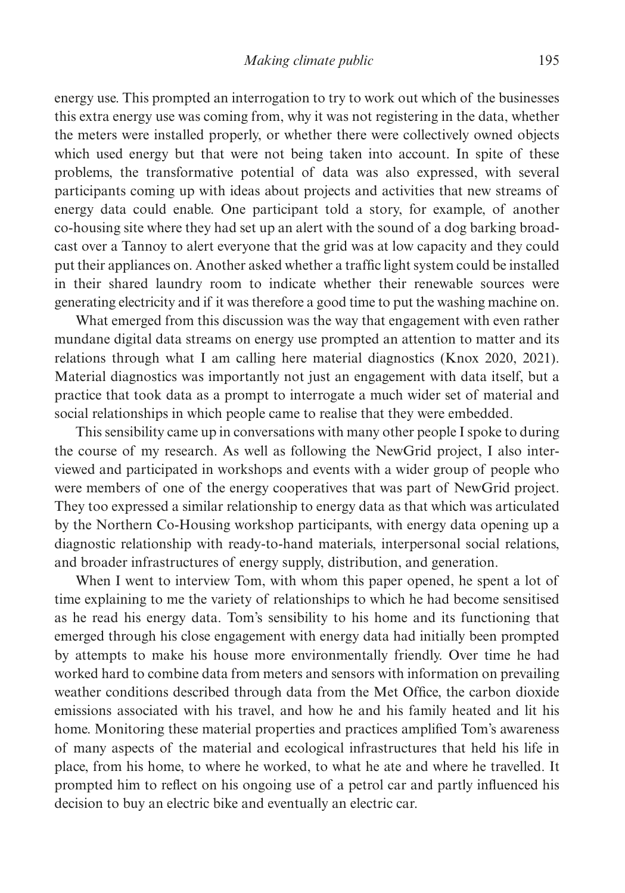energy use. This prompted an interrogation to try to work out which of the businesses this extra energy use was coming from, why it was not registering in the data, whether the meters were installed properly, or whether there were collectively owned objects which used energy but that were not being taken into account. In spite of these problems, the transformative potential of data was also expressed, with several participants coming up with ideas about projects and activities that new streams of energy data could enable. One participant told a story, for example, of another co-housing site where they had set up an alert with the sound of a dog barking broadcast over a Tannoy to alert everyone that the grid was at low capacity and they could put their appliances on. Another asked whether a traffic light system could be installed in their shared laundry room to indicate whether their renewable sources were generating electricity and if it was therefore a good time to put the washing machine on.

What emerged from this discussion was the way that engagement with even rather mundane digital data streams on energy use prompted an attention to matter and its relations through what I am calling here material diagnostics (Knox 2020, 2021). Material diagnostics was importantly not just an engagement with data itself, but a practice that took data as a prompt to interrogate a much wider set of material and social relationships in which people came to realise that they were embedded.

This sensibility came up in conversations with many other people I spoke to during the course of my research. As well as following the NewGrid project, I also interviewed and participated in workshops and events with a wider group of people who were members of one of the energy cooperatives that was part of NewGrid project. They too expressed a similar relationship to energy data as that which was articulated by the Northern Co-Housing workshop participants, with energy data opening up a diagnostic relationship with ready-to-hand materials, interpersonal social relations, and broader infrastructures of energy supply, distribution, and generation.

When I went to interview Tom, with whom this paper opened, he spent a lot of time explaining to me the variety of relationships to which he had become sensitised as he read his energy data. Tom's sensibility to his home and its functioning that emerged through his close engagement with energy data had initially been prompted by attempts to make his house more environmentally friendly. Over time he had worked hard to combine data from meters and sensors with information on prevailing weather conditions described through data from the Met Office, the carbon dioxide emissions associated with his travel, and how he and his family heated and lit his home. Monitoring these material properties and practices amplified Tom's awareness of many aspects of the material and ecological infrastructures that held his life in place, from his home, to where he worked, to what he ate and where he travelled. It prompted him to reflect on his ongoing use of a petrol car and partly influenced his decision to buy an electric bike and eventually an electric car.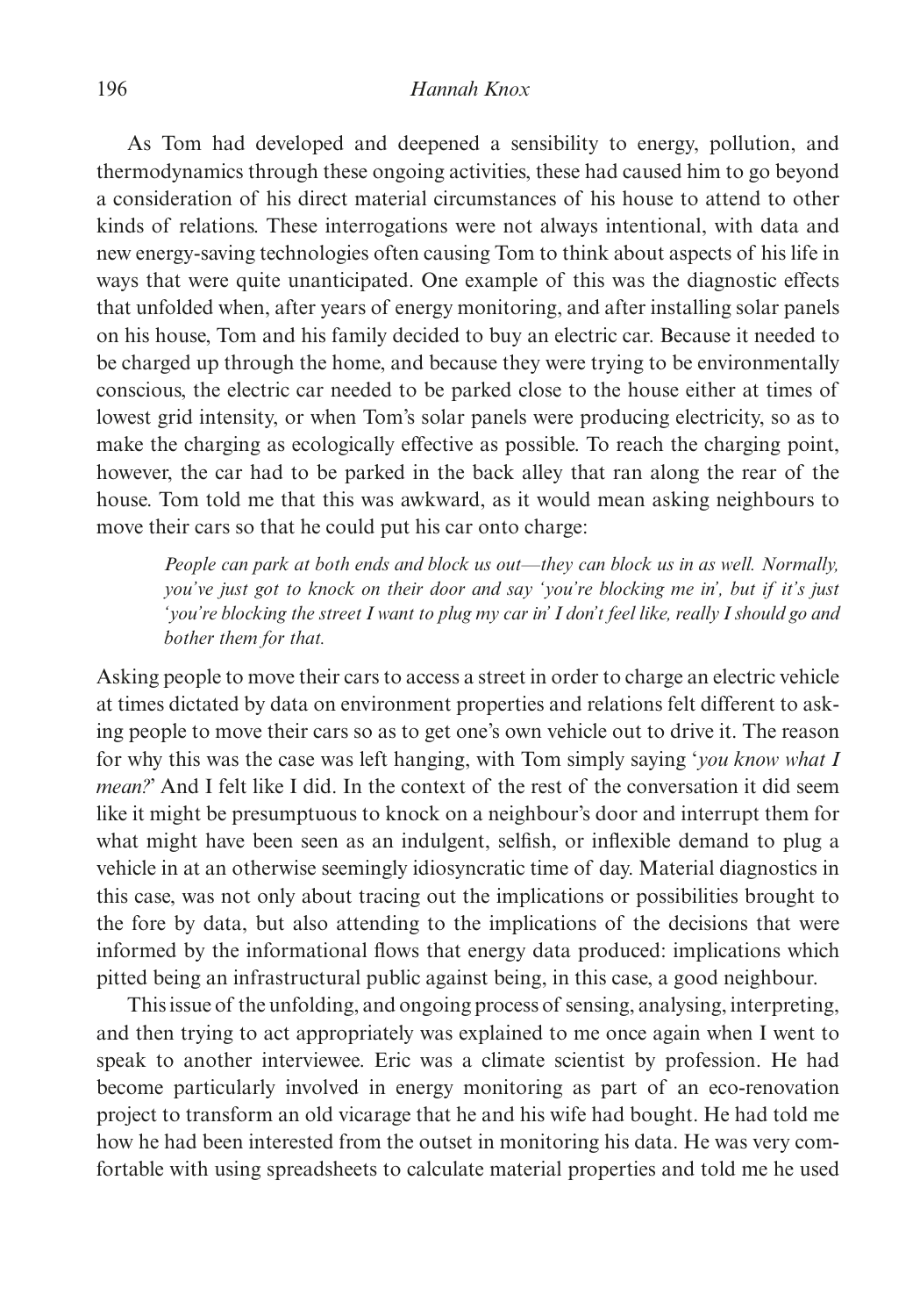As Tom had developed and deepened a sensibility to energy, pollution, and thermodynamics through these ongoing activities, these had caused him to go beyond a consideration of his direct material circumstances of his house to attend to other kinds of relations. These interrogations were not always intentional, with data and new energy-saving technologies often causing Tom to think about aspects of his life in ways that were quite unanticipated. One example of this was the diagnostic effects that unfolded when, after years of energy monitoring, and after installing solar panels on his house, Tom and his family decided to buy an electric car. Because it needed to be charged up through the home, and because they were trying to be environmentally conscious, the electric car needed to be parked close to the house either at times of lowest grid intensity, or when Tom's solar panels were producing electricity, so as to make the charging as ecologically effective as possible. To reach the charging point, however, the car had to be parked in the back alley that ran along the rear of the house. Tom told me that this was awkward, as it would mean asking neighbours to move their cars so that he could put his car onto charge:

> *People can park at both ends and block us out—they can block us in as well. Normally, you've just got to knock on their door and say 'you're blocking me in', but if it's just 'you're blocking the street I want to plug my car in' I don't feel like, really I should go and bother them for that.*

Asking people to move their cars to access a street in order to charge an electric vehicle at times dictated by data on environment properties and relations felt different to asking people to move their cars so as to get one's own vehicle out to drive it. The reason for why this was the case was left hanging, with Tom simply saying '*you know what I mean?*' And I felt like I did. In the context of the rest of the conversation it did seem like it might be presumptuous to knock on a neighbour's door and interrupt them for what might have been seen as an indulgent, selfish, or inflexible demand to plug a vehicle in at an otherwise seemingly idiosyncratic time of day. Material diagnostics in this case, was not only about tracing out the implications or possibilities brought to the fore by data, but also attending to the implications of the decisions that were informed by the informational flows that energy data produced: implications which pitted being an infrastructural public against being, in this case, a good neighbour.

This issue of the unfolding, and ongoing process of sensing, analysing, interpreting, and then trying to act appropriately was explained to me once again when I went to speak to another interviewee. Eric was a climate scientist by profession. He had become particularly involved in energy monitoring as part of an eco-renovation project to transform an old vicarage that he and his wife had bought. He had told me how he had been interested from the outset in monitoring his data. He was very comfortable with using spreadsheets to calculate material properties and told me he used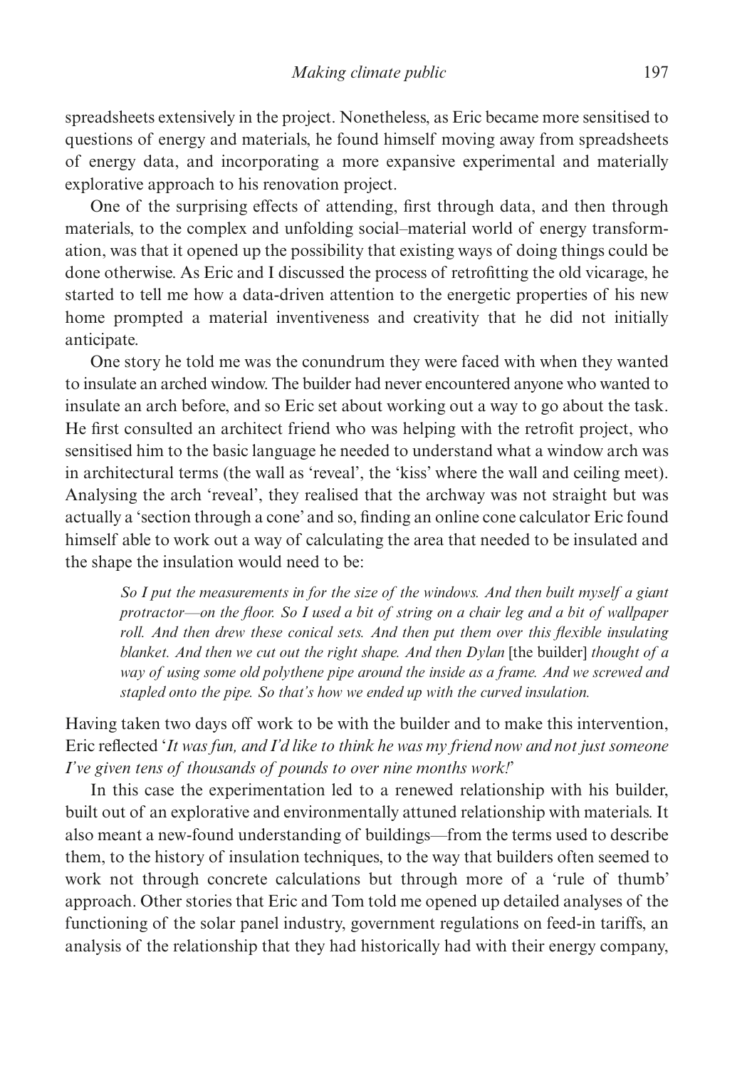spreadsheets extensively in the project. Nonetheless, as Eric became more sensitised to questions of energy and materials, he found himself moving away from spreadsheets of energy data, and incorporating a more expansive experimental and materially explorative approach to his renovation project.

One of the surprising effects of attending, first through data, and then through materials, to the complex and unfolding social–material world of energy transformation, was that it opened up the possibility that existing ways of doing things could be done otherwise. As Eric and I discussed the process of retrofitting the old vicarage, he started to tell me how a data-driven attention to the energetic properties of his new home prompted a material inventiveness and creativity that he did not initially anticipate.

One story he told me was the conundrum they were faced with when they wanted to insulate an arched window. The builder had never encountered anyone who wanted to insulate an arch before, and so Eric set about working out a way to go about the task. He first consulted an architect friend who was helping with the retrofit project, who sensitised him to the basic language he needed to understand what a window arch was in architectural terms (the wall as 'reveal', the 'kiss' where the wall and ceiling meet). Analysing the arch 'reveal', they realised that the archway was not straight but was actually a 'section through a cone' and so, finding an online cone calculator Eric found himself able to work out a way of calculating the area that needed to be insulated and the shape the insulation would need to be:

> *So I put the measurements in for the size of the windows. And then built myself a giant protractor—on the floor. So I used a bit of string on a chair leg and a bit of wallpaper roll. And then drew these conical sets. And then put them over this flexible insulating blanket. And then we cut out the right shape. And then Dylan* [the builder] *thought of a way of using some old polythene pipe around the inside as a frame. And we screwed and stapled onto the pipe. So that's how we ended up with the curved insulation.*

Having taken two days off work to be with the builder and to make this intervention, Eric reflected '*It was fun, and I'd like to think he was my friend now and not just someone I've given tens of thousands of pounds to over nine months work!*'

In this case the experimentation led to a renewed relationship with his builder, built out of an explorative and environmentally attuned relationship with materials. It also meant a new-found understanding of buildings—from the terms used to describe them, to the history of insulation techniques, to the way that builders often seemed to work not through concrete calculations but through more of a 'rule of thumb' approach. Other stories that Eric and Tom told me opened up detailed analyses of the functioning of the solar panel industry, government regulations on feed-in tariffs, an analysis of the relationship that they had historically had with their energy company,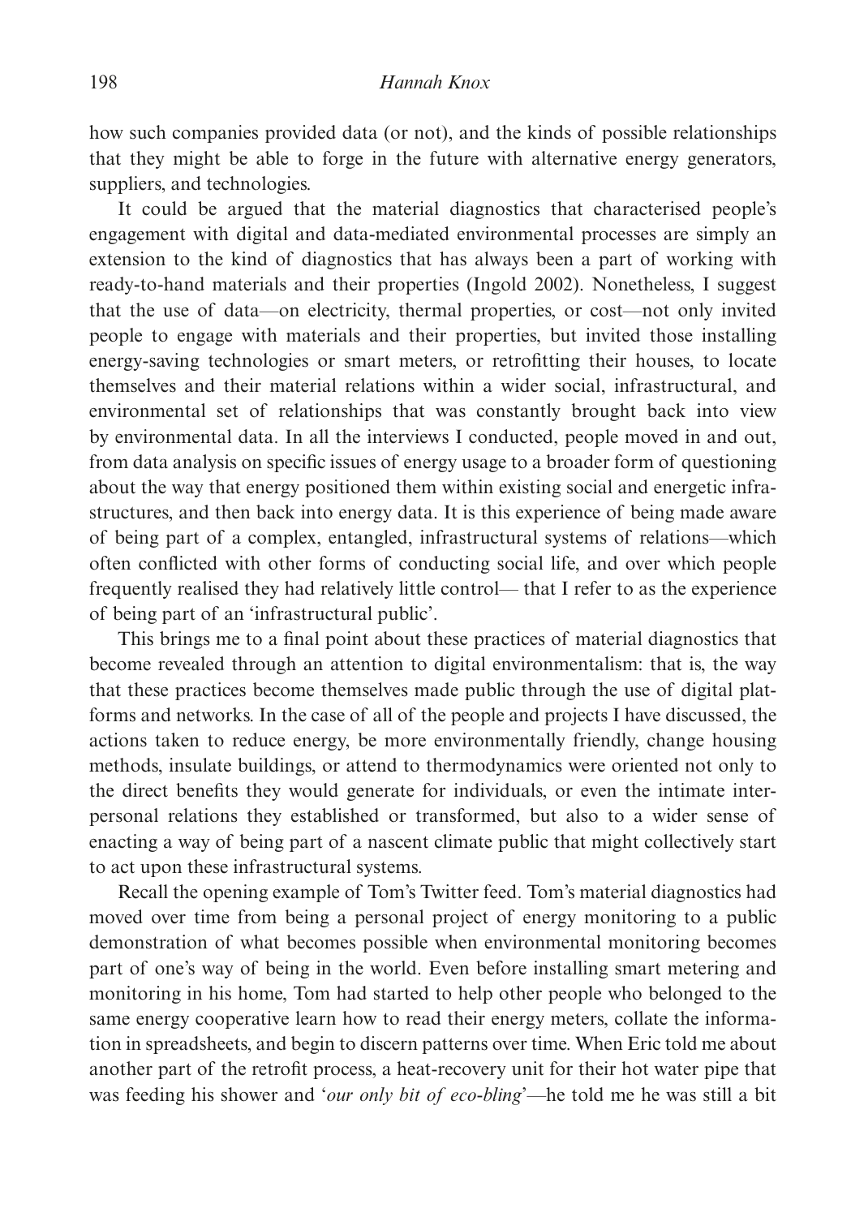how such companies provided data (or not), and the kinds of possible relationships that they might be able to forge in the future with alternative energy generators, suppliers, and technologies.

It could be argued that the material diagnostics that characterised people's engagement with digital and data-mediated environmental processes are simply an extension to the kind of diagnostics that has always been a part of working with ready-to-hand materials and their properties (Ingold 2002). Nonetheless, I suggest that the use of data—on electricity, thermal properties, or cost—not only invited people to engage with materials and their properties, but invited those installing energy-saving technologies or smart meters, or retrofitting their houses, to locate themselves and their material relations within a wider social, infrastructural, and environmental set of relationships that was constantly brought back into view by environmental data. In all the interviews I conducted, people moved in and out, from data analysis on specific issues of energy usage to a broader form of questioning about the way that energy positioned them within existing social and energetic infrastructures, and then back into energy data. It is this experience of being made aware of being part of a complex, entangled, infrastructural systems of relations—which often conflicted with other forms of conducting social life, and over which people frequently realised they had relatively little control— that I refer to as the experience of being part of an 'infrastructural public'.

This brings me to a final point about these practices of material diagnostics that become revealed through an attention to digital environmentalism: that is, the way that these practices become themselves made public through the use of digital platforms and networks. In the case of all of the people and projects I have discussed, the actions taken to reduce energy, be more environmentally friendly, change housing methods, insulate buildings, or attend to thermodynamics were oriented not only to the direct benefits they would generate for individuals, or even the intimate interpersonal relations they established or transformed, but also to a wider sense of enacting a way of being part of a nascent climate public that might collectively start to act upon these infrastructural systems.

Recall the opening example of Tom's Twitter feed. Tom's material diagnostics had moved over time from being a personal project of energy monitoring to a public demonstration of what becomes possible when environmental monitoring becomes part of one's way of being in the world. Even before installing smart metering and monitoring in his home, Tom had started to help other people who belonged to the same energy cooperative learn how to read their energy meters, collate the information in spreadsheets, and begin to discern patterns over time. When Eric told me about another part of the retrofit process, a heat-recovery unit for their hot water pipe that was feeding his shower and '*our only bit of eco-bling*'—he told me he was still a bit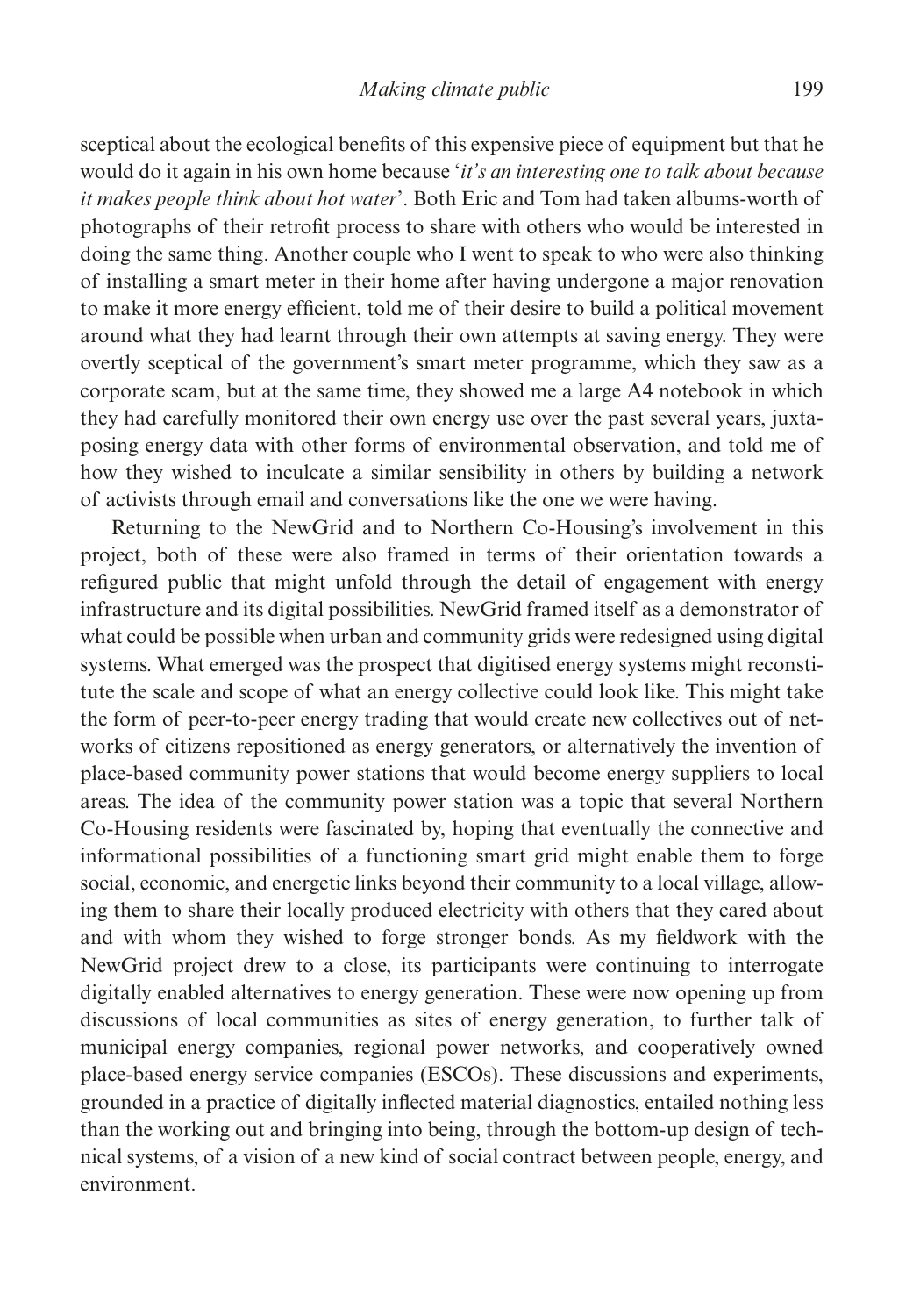sceptical about the ecological benefits of this expensive piece of equipment but that he would do it again in his own home because '*it's an interesting one to talk about because it makes people think about hot water*'. Both Eric and Tom had taken albums-worth of photographs of their retrofit process to share with others who would be interested in doing the same thing. Another couple who I went to speak to who were also thinking of installing a smart meter in their home after having undergone a major renovation to make it more energy efficient, told me of their desire to build a political movement around what they had learnt through their own attempts at saving energy. They were overtly sceptical of the government's smart meter programme, which they saw as a corporate scam, but at the same time, they showed me a large A4 notebook in which they had carefully monitored their own energy use over the past several years, juxtaposing energy data with other forms of environmental observation, and told me of how they wished to inculcate a similar sensibility in others by building a network of activists through email and conversations like the one we were having.

Returning to the NewGrid and to Northern Co-Housing's involvement in this project, both of these were also framed in terms of their orientation towards a refigured public that might unfold through the detail of engagement with energy infrastructure and its digital possibilities. NewGrid framed itself as a demonstrator of what could be possible when urban and community grids were redesigned using digital systems. What emerged was the prospect that digitised energy systems might reconstitute the scale and scope of what an energy collective could look like. This might take the form of peer-to-peer energy trading that would create new collectives out of networks of citizens repositioned as energy generators, or alternatively the invention of place-based community power stations that would become energy suppliers to local areas. The idea of the community power station was a topic that several Northern Co-Housing residents were fascinated by, hoping that eventually the connective and informational possibilities of a functioning smart grid might enable them to forge social, economic, and energetic links beyond their community to a local village, allowing them to share their locally produced electricity with others that they cared about and with whom they wished to forge stronger bonds. As my fieldwork with the NewGrid project drew to a close, its participants were continuing to interrogate digitally enabled alternatives to energy generation. These were now opening up from discussions of local communities as sites of energy generation, to further talk of municipal energy companies, regional power networks, and cooperatively owned place-based energy service companies (ESCOs). These discussions and experiments, grounded in a practice of digitally inflected material diagnostics, entailed nothing less than the working out and bringing into being, through the bottom-up design of technical systems, of a vision of a new kind of social contract between people, energy, and environment.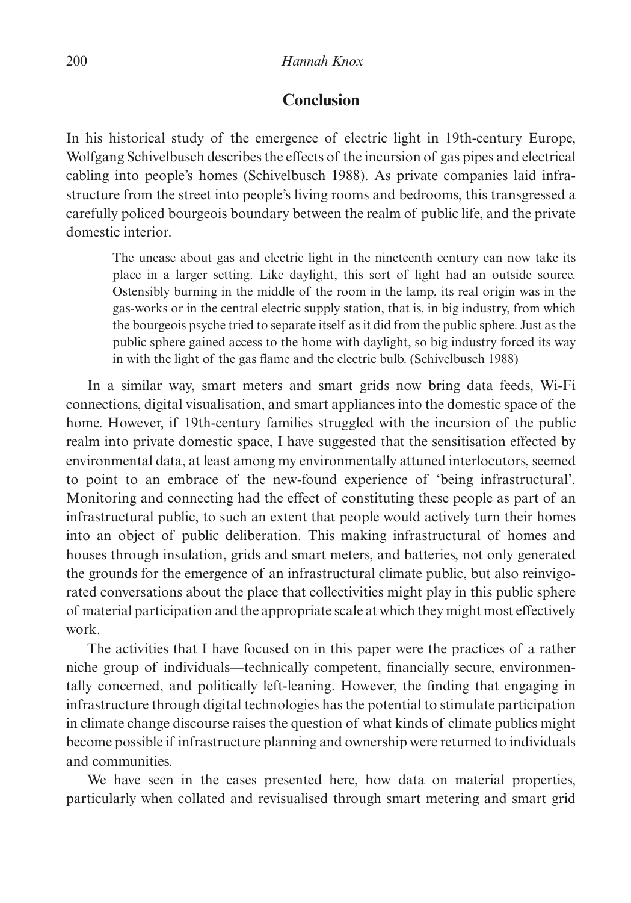## Conclusion

In his historical study of the emergence of electric light in 19th-century Europe, Wolfgang Schivelbusch describes the effects of the incursion of gas pipes and electrical cabling into people's homes (Schivelbusch 1988). As private companies laid infrastructure from the street into people's living rooms and bedrooms, this transgressed a carefully policed bourgeois boundary between the realm of public life, and the private domestic interior.

> The unease about gas and electric light in the nineteenth century can now take its place in a larger setting. Like daylight, this sort of light had an outside source. Ostensibly burning in the middle of the room in the lamp, its real origin was in the gas-works or in the central electric supply station, that is, in big industry, from which the bourgeois psyche tried to separate itself as it did from the public sphere. Just as the public sphere gained access to the home with daylight, so big industry forced its way in with the light of the gas flame and the electric bulb. (Schivelbusch 1988)

In a similar way, smart meters and smart grids now bring data feeds, Wi-Fi connections, digital visualisation, and smart appliances into the domestic space of the home. However, if 19th-century families struggled with the incursion of the public realm into private domestic space, I have suggested that the sensitisation effected by environmental data, at least among my environmentally attuned interlocutors, seemed to point to an embrace of the new-found experience of 'being infrastructural'. Monitoring and connecting had the effect of constituting these people as part of an infrastructural public, to such an extent that people would actively turn their homes into an object of public deliberation. This making infrastructural of homes and houses through insulation, grids and smart meters, and batteries, not only generated the grounds for the emergence of an infrastructural climate public, but also reinvigorated conversations about the place that collectivities might play in this public sphere of material participation and the appropriate scale at which they might most effectively work.

The activities that I have focused on in this paper were the practices of a rather niche group of individuals—technically competent, financially secure, environmentally concerned, and politically left-leaning. However, the finding that engaging in infrastructure through digital technologies has the potential to stimulate participation in climate change discourse raises the question of what kinds of climate publics might become possible if infrastructure planning and ownership were returned to individuals and communities.

We have seen in the cases presented here, how data on material properties, particularly when collated and revisualised through smart metering and smart grid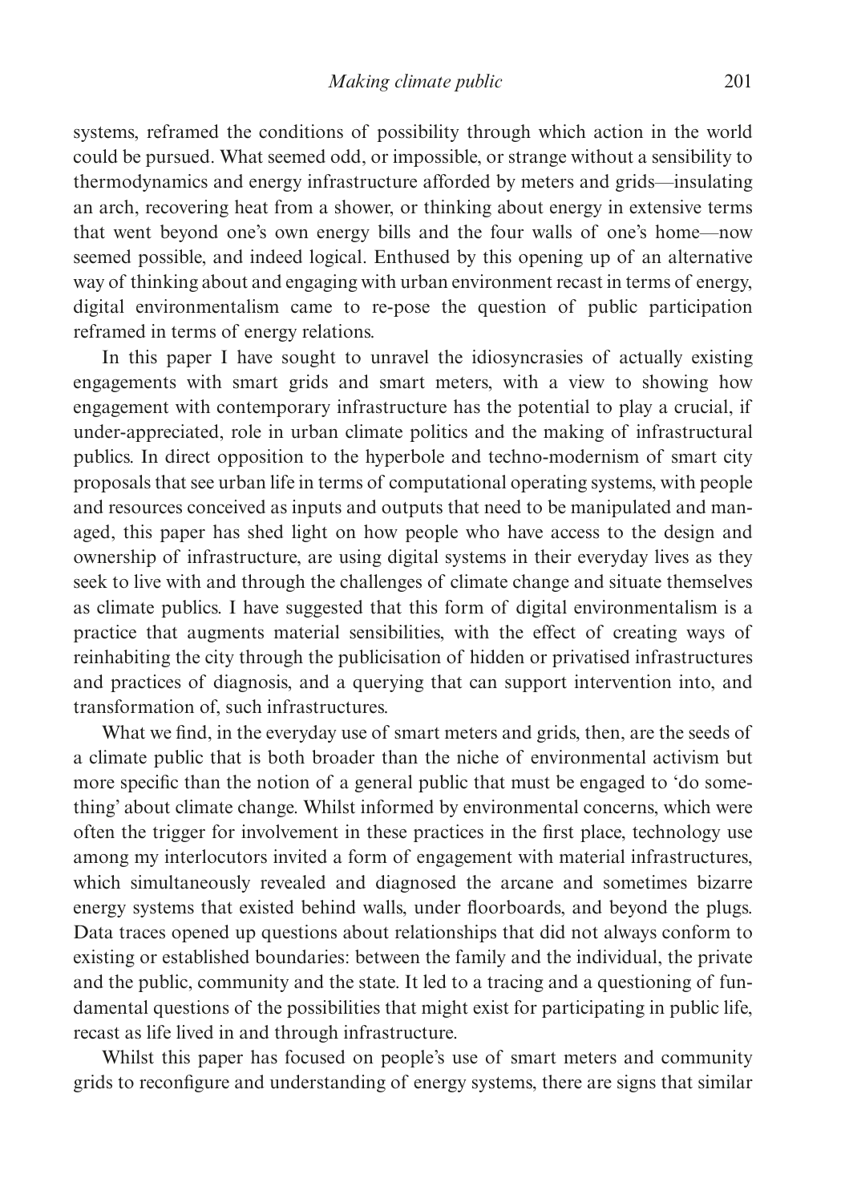systems, reframed the conditions of possibility through which action in the world could be pursued. What seemed odd, or impossible, or strange without a sensibility to thermodynamics and energy infrastructure afforded by meters and grids—insulating an arch, recovering heat from a shower, or thinking about energy in extensive terms that went beyond one's own energy bills and the four walls of one's home—now seemed possible, and indeed logical. Enthused by this opening up of an alternative way of thinking about and engaging with urban environment recast in terms of energy, digital environmentalism came to re-pose the question of public participation reframed in terms of energy relations.

In this paper I have sought to unravel the idiosyncrasies of actually existing engagements with smart grids and smart meters, with a view to showing how engagement with contemporary infrastructure has the potential to play a crucial, if under-appreciated, role in urban climate politics and the making of infrastructural publics. In direct opposition to the hyperbole and techno-modernism of smart city proposals that see urban life in terms of computational operating systems, with people and resources conceived as inputs and outputs that need to be manipulated and managed, this paper has shed light on how people who have access to the design and ownership of infrastructure, are using digital systems in their everyday lives as they seek to live with and through the challenges of climate change and situate themselves as climate publics. I have suggested that this form of digital environmentalism is a practice that augments material sensibilities, with the effect of creating ways of reinhabiting the city through the publicisation of hidden or privatised infrastructures and practices of diagnosis, and a querying that can support intervention into, and transformation of, such infrastructures.

What we find, in the everyday use of smart meters and grids, then, are the seeds of a climate public that is both broader than the niche of environmental activism but more specific than the notion of a general public that must be engaged to 'do something' about climate change. Whilst informed by environmental concerns, which were often the trigger for involvement in these practices in the first place, technology use among my interlocutors invited a form of engagement with material infrastructures, which simultaneously revealed and diagnosed the arcane and sometimes bizarre energy systems that existed behind walls, under floorboards, and beyond the plugs. Data traces opened up questions about relationships that did not always conform to existing or established boundaries: between the family and the individual, the private and the public, community and the state. It led to a tracing and a questioning of fundamental questions of the possibilities that might exist for participating in public life, recast as life lived in and through infrastructure.

Whilst this paper has focused on people's use of smart meters and community grids to reconfigure and understanding of energy systems, there are signs that similar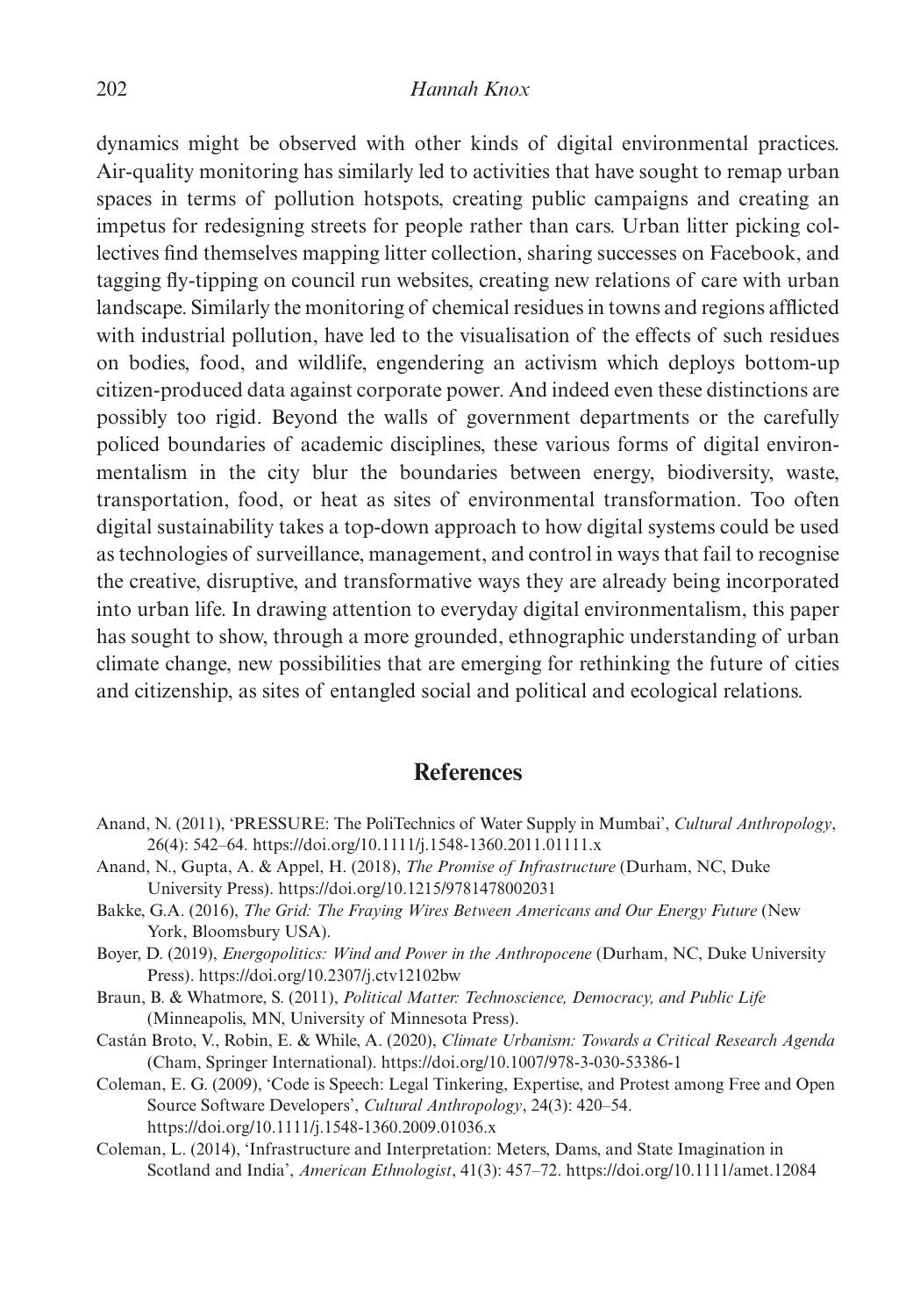dynamics might be observed with other kinds of digital environmental practices. Air-quality monitoring has similarly led to activities that have sought to remap urban spaces in terms of pollution hotspots, creating public campaigns and creating an impetus for redesigning streets for people rather than cars. Urban litter picking collectives find themselves mapping litter collection, sharing successes on Facebook, and tagging fly-tipping on council run websites, creating new relations of care with urban landscape. Similarly the monitoring of chemical residues in towns and regions afflicted with industrial pollution, have led to the visualisation of the effects of such residues on bodies, food, and wildlife, engendering an activism which deploys bottom-up citizen-produced data against corporate power. And indeed even these distinctions are possibly too rigid. Beyond the walls of government departments or the carefully policed boundaries of academic disciplines, these various forms of digital environmentalism in the city blur the boundaries between energy, biodiversity, waste, transportation, food, or heat as sites of environmental transformation. Too often digital sustainability takes a top-down approach to how digital systems could be used as technologies of surveillance, management, and control in ways that fail to recognise the creative, disruptive, and transformative ways they are already being incorporated into urban life. In drawing attention to everyday digital environmentalism, this paper has sought to show, through a more grounded, ethnographic understanding of urban climate change, new possibilities that are emerging for rethinking the future of cities and citizenship, as sites of entangled social and political and ecological relations.

## References

Anand, N. (2011), 'PRESSURE: The PoliTechnics of Water Supply in Mumbai', *Cultural Anthropology*, 26(4): 542–64. https://doi.org/10.1111/j.1548-1360.2011.01111.x

Anand, N., Gupta, A. & Appel, H. (2018), *The Promise of Infrastructure* (Durham, NC, Duke University Press). https://doi.org/10.1215/9781478002031

Bakke, G.A. (2016), *The Grid: The Fraying Wires Between Americans and Our Energy Future* (New York, Bloomsbury USA).

Boyer, D. (2019), *Energopolitics: Wind and Power in the Anthropocene* (Durham, NC, Duke University Press). https://doi.org/10.2307/j.ctv12102bw

Braun, B. & Whatmore, S. (2011), *Political Matter: Technoscience, Democracy, and Public Life* (Minneapolis, MN, University of Minnesota Press).

Castán Broto, V., Robin, E. & While, A. (2020), *Climate Urbanism: Towards a Critical Research Agenda* (Cham, Springer International). https://doi.org/10.1007/978-3-030-53386-1

Coleman, E. G. (2009), 'Code is Speech: Legal Tinkering, Expertise, and Protest among Free and Open Source Software Developers', *Cultural Anthropology*, 24(3): 420–54. https://doi.org/10.1111/j.1548-1360.2009.01036.x

Coleman, L. (2014), 'Infrastructure and Interpretation: Meters, Dams, and State Imagination in Scotland and India', *American Ethnologist*, 41(3): 457–72. https://doi.org/10.1111/amet.12084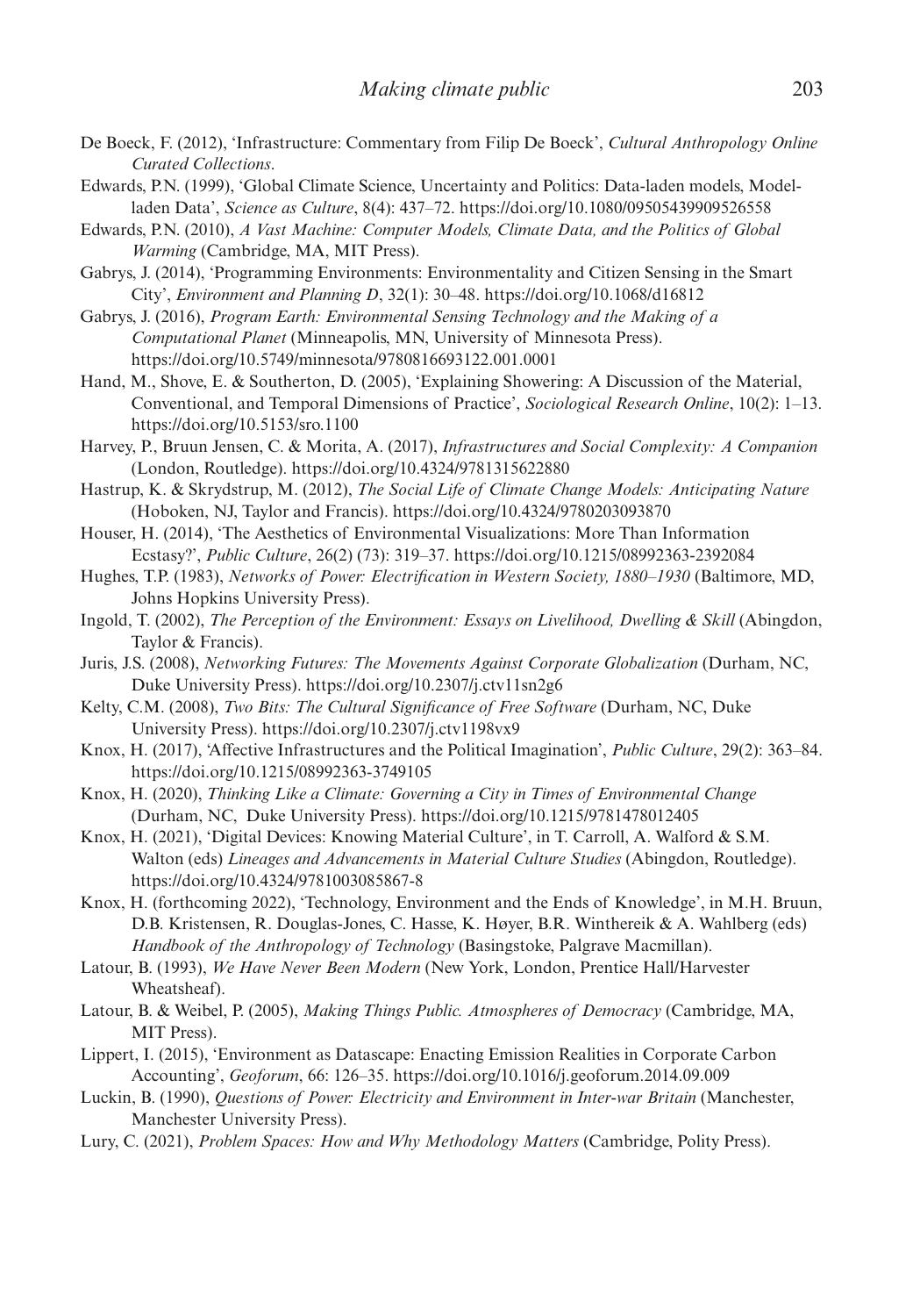De Boeck, F. (2012), 'Infrastructure: Commentary from Filip De Boeck', *Cultural Anthropology Online Curated Collections*.

Edwards, P.N. (1999), 'Global Climate Science, Uncertainty and Politics: Data-laden models, Model-laden Data', *Science as Culture*, 8(4): 437–72. https://doi.org/10.1080/09505439909526558

Edwards, P.N. (2010), *A Vast Machine: Computer Models, Climate Data, and the Politics of Global Warming* (Cambridge, MA, MIT Press).

Gabrys, J. (2014), 'Programming Environments: Environmentality and Citizen Sensing in the Smart City', *Environment and Planning D*, 32(1): 30–48. https://doi.org/10.1068/d16812

Gabrys, J. (2016), *Program Earth: Environmental Sensing Technology and the Making of a Computational Planet* (Minneapolis, MN, University of Minnesota Press). https://doi.org/10.5749/minnesota/9780816693122.001.0001

Hand, M., Shove, E. & Southerton, D. (2005), 'Explaining Showering: A Discussion of the Material, Conventional, and Temporal Dimensions of Practice', *Sociological Research Online*, 10(2): 1–13. https://doi.org/10.5153/sro.1100

Harvey, P., Bruun Jensen, C. & Morita, A. (2017), *Infrastructures and Social Complexity: A Companion* (London, Routledge). https://doi.org/10.4324/9781315622880

Hastrup, K. & Skrydstrup, M. (2012), *The Social Life of Climate Change Models: Anticipating Nature* (Hoboken, NJ, Taylor and Francis). https://doi.org/10.4324/9780203093870

Houser, H. (2014), 'The Aesthetics of Environmental Visualizations: More Than Information Ecstasy?', *Public Culture*, 26(2) (73): 319–37. https://doi.org/10.1215/08992363-2392084

Hughes, T.P. (1983), *Networks of Power: Electrification in Western Society, 1880–1930* (Baltimore, MD, Johns Hopkins University Press).

Ingold, T. (2002), *The Perception of the Environment: Essays on Livelihood, Dwelling & Skill* (Abingdon, Taylor & Francis).

Juris, J.S. (2008), *Networking Futures: The Movements Against Corporate Globalization* (Durham, NC, Duke University Press). https://doi.org/10.2307/j.ctv11sn2g6

Kelty, C.M. (2008), *Two Bits: The Cultural Significance of Free Software* (Durham, NC, Duke University Press). https://doi.org/10.2307/j.ctv1198vx9

Knox, H. (2017), 'Affective Infrastructures and the Political Imagination', *Public Culture*, 29(2): 363–84. https://doi.org/10.1215/08992363-3749105

Knox, H. (2020), *Thinking Like a Climate: Governing a City in Times of Environmental Change* (Durham, NC, Duke University Press). https://doi.org/10.1215/9781478012405

Knox, H. (2021), 'Digital Devices: Knowing Material Culture', in T. Carroll, A. Walford & S.M. Walton (eds) *Lineages and Advancements in Material Culture Studies* (Abingdon, Routledge). https://doi.org/10.4324/9781003085867-8

Knox, H. (forthcoming 2022), 'Technology, Environment and the Ends of Knowledge', in M.H. Bruun, D.B. Kristensen, R. Douglas-Jones, C. Hasse, K. Høyer, B.R. Winthereik & A. Wahlberg (eds) *Handbook of the Anthropology of Technology* (Basingstoke, Palgrave Macmillan).

Latour, B. (1993), *We Have Never Been Modern* (New York, London, Prentice Hall/Harvester Wheatsheaf).

Latour, B. & Weibel, P. (2005), *Making Things Public. Atmospheres of Democracy* (Cambridge, MA, MIT Press).

Lippert, I. (2015), 'Environment as Datascape: Enacting Emission Realities in Corporate Carbon Accounting', *Geoforum*, 66: 126–35. https://doi.org/10.1016/j.geoforum.2014.09.009

Luckin, B. (1990), *Questions of Power: Electricity and Environment in Inter-war Britain* (Manchester, Manchester University Press).

Lury, C. (2021), *Problem Spaces: How and Why Methodology Matters* (Cambridge, Polity Press).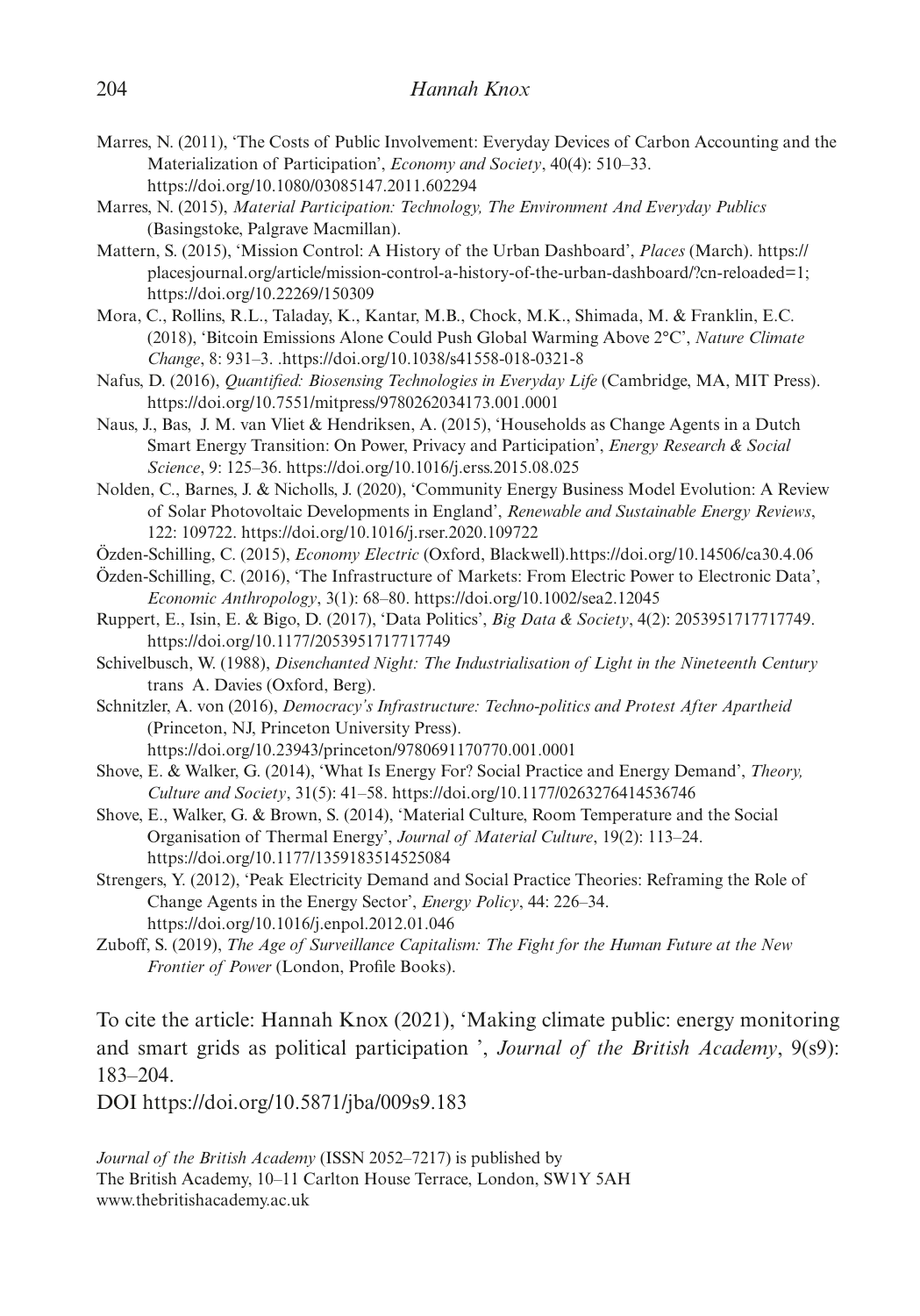Marres, N. (2011), 'The Costs of Public Involvement: Everyday Devices of Carbon Accounting and the Materialization of Participation', *Economy and Society*, 40(4): 510–33. https://doi.org/10.1080/03085147.2011.602294

Marres, N. (2015), *Material Participation: Technology, The Environment And Everyday Publics* (Basingstoke, Palgrave Macmillan).

Mattern, S. (2015), 'Mission Control: A History of the Urban Dashboard', *Places* (March). https://placesjournal.org/article/mission-control-a-history-of-the-urban-dashboard/?cn-reloaded=1; https://doi.org/10.22269/150309

Mora, C., Rollins, R.L., Taladay, K., Kantar, M.B., Chock, M.K., Shimada, M. & Franklin, E.C. (2018), 'Bitcoin Emissions Alone Could Push Global Warming Above 2°C', *Nature Climate Change*, 8: 931–3. .https://doi.org/10.1038/s41558-018-0321-8

Nafus, D. (2016), *Quantified: Biosensing Technologies in Everyday Life* (Cambridge, MA, MIT Press). https://doi.org/10.7551/mitpress/9780262034173.001.0001

Naus, J., Bas, J. M. van Vliet & Hendriksen, A. (2015), 'Households as Change Agents in a Dutch Smart Energy Transition: On Power, Privacy and Participation', *Energy Research & Social Science*, 9: 125–36. https://doi.org/10.1016/j.erss.2015.08.025

Nolden, C., Barnes, J. & Nicholls, J. (2020), 'Community Energy Business Model Evolution: A Review of Solar Photovoltaic Developments in England', *Renewable and Sustainable Energy Reviews*, 122: 109722. https://doi.org/10.1016/j.rser.2020.109722

Özden-Schilling, C. (2015), *Economy Electric* (Oxford, Blackwell).https://doi.org/10.14506/ca30.4.06

Özden-Schilling, C. (2016), 'The Infrastructure of Markets: From Electric Power to Electronic Data', *Economic Anthropology*, 3(1): 68–80. https://doi.org/10.1002/sea2.12045

Ruppert, E., Isin, E. & Bigo, D. (2017), 'Data Politics', *Big Data & Society*, 4(2): 2053951717717749. https://doi.org/10.1177/2053951717717749

Schivelbusch, W. (1988), *Disenchanted Night: The Industrialisation of Light in the Nineteenth Century* trans A. Davies (Oxford, Berg).

Schnitzler, A. von (2016), *Democracy's Infrastructure: Techno-politics and Protest After Apartheid* (Princeton, NJ, Princeton University Press). https://doi.org/10.23943/princeton/9780691170770.001.0001

Shove, E. & Walker, G. (2014), 'What Is Energy For? Social Practice and Energy Demand', *Theory, Culture and Society*, 31(5): 41–58. https://doi.org/10.1177/0263276414536746

Shove, E., Walker, G. & Brown, S. (2014), 'Material Culture, Room Temperature and the Social Organisation of Thermal Energy', *Journal of Material Culture*, 19(2): 113–24. https://doi.org/10.1177/1359183514525084

Strengers, Y. (2012), 'Peak Electricity Demand and Social Practice Theories: Reframing the Role of Change Agents in the Energy Sector', *Energy Policy*, 44: 226–34. https://doi.org/10.1016/j.enpol.2012.01.046

Zuboff, S. (2019), *The Age of Surveillance Capitalism: The Fight for the Human Future at the New Frontier of Power* (London, Profile Books).

To cite the article: Hannah Knox (2021), 'Making climate public: energy monitoring and smart grids as political participation ', *Journal of the British Academy*, 9(s9): 183–204.

DOI https://doi.org/10.5871/jba/009s9.183

*Journal of the British Academy* (ISSN 2052–7217) is published by
The British Academy, 10–11 Carlton House Terrace, London, SW1Y 5AH
www.thebritishacademy.ac.uk